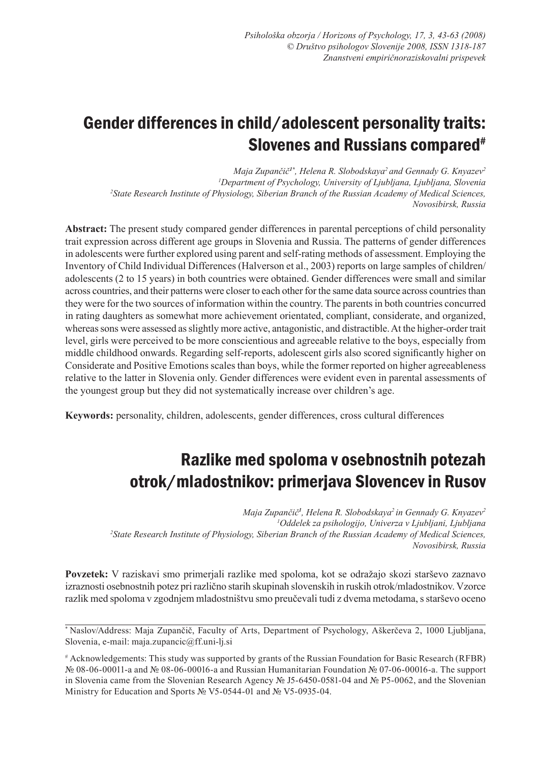*Psihološka obzorja / Horizons of Psychology, 17, 3, 43-63 (2008)*
*© Društvo psihologov Slovenije 2008, ISSN 1318-187*
*Znanstveni empiričnoraziskovalni prispevek*

# Gender differences in child/adolescent personality traits: Slovenes and Russians compared[#]

*Maja Zupančič[1*], Helena R. Slobodskaya[2] and Gennady G. Knyazev[2]*
*[1]Department of Psychology, University of Ljubljana, Ljubljana, Slovenia*
*[2]State Research Institute of Physiology, Siberian Branch of the Russian Academy of Medical Sciences, Novosibirsk, Russia*

**Abstract:** The present study compared gender differences in parental perceptions of child personality trait expression across different age groups in Slovenia and Russia. The patterns of gender differences in adolescents were further explored using parent and self-rating methods of assessment. Employing the Inventory of Child Individual Differences (Halverson et al., 2003) reports on large samples of children/adolescents (2 to 15 years) in both countries were obtained. Gender differences were small and similar across countries, and their patterns were closer to each other for the same data source across countries than they were for the two sources of information within the country. The parents in both countries concurred in rating daughters as somewhat more achievement orientated, compliant, considerate, and organized, whereas sons were assessed as slightly more active, antagonistic, and distractible. At the higher-order trait level, girls were perceived to be more conscientious and agreeable relative to the boys, especially from middle childhood onwards. Regarding self-reports, adolescent girls also scored significantly higher on Considerate and Positive Emotions scales than boys, while the former reported on higher agreeableness relative to the latter in Slovenia only. Gender differences were evident even in parental assessments of the youngest group but they did not systematically increase over children's age.

**Keywords:** personality, children, adolescents, gender differences, cross cultural differences

# Razlike med spoloma v osebnostnih potezah otrok/mladostnikov: primerjava Slovencev in Rusov

*Maja Zupančič[1], Helena R. Slobodskaya[2] in Gennady G. Knyazev[2]*
*[1]Oddelek za psihologijo, Univerza v Ljubljani, Ljubljana*
*[2]State Research Institute of Physiology, Siberian Branch of the Russian Academy of Medical Sciences, Novosibirsk, Russia*

**Povzetek:** V raziskavi smo primerjali razlike med spoloma, kot se odražajo skozi starševo zaznavo izraznosti osebnostnih potez pri različno starih skupinah slovenskih in ruskih otrok/mladostnikov. Vzorce razlik med spoloma v zgodnjem mladostništvu smo preučevali tudi z dvema metodama, s starševo oceno

---

[*] Naslov/Address: Maja Zupančič, Faculty of Arts, Department of Psychology, Aškerčeva 2, 1000 Ljubljana, Slovenia, e-mail: maja.zupancic@ff.uni-lj.si

[#] Acknowledgements: This study was supported by grants of the Russian Foundation for Basic Research (RFBR) № 08-06-00011-a and № 08-06-00016-a and Russian Humanitarian Foundation № 07-06-00016-a. The support in Slovenia came from the Slovenian Research Agency № J5-6450-0581-04 and № P5-0062, and the Slovenian Ministry for Education and Sports № V5-0544-01 and № V5-0935-04.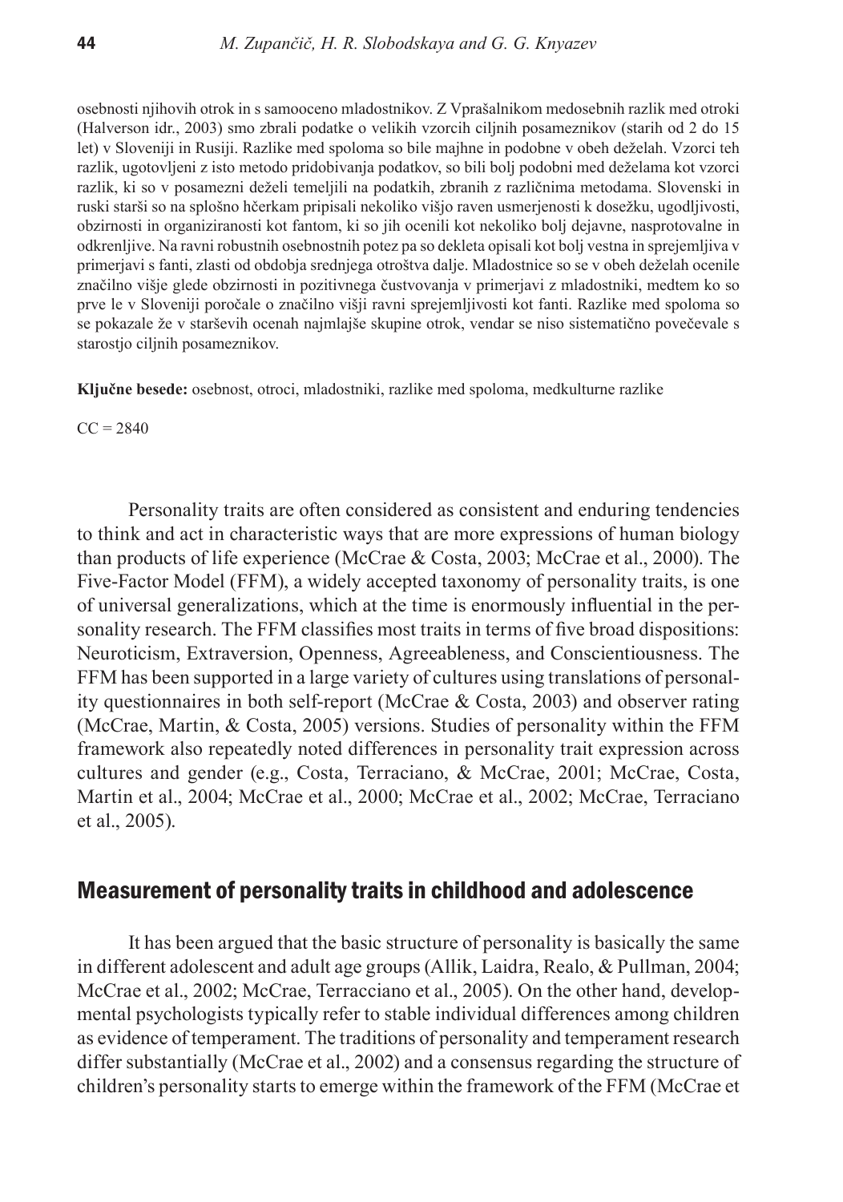osebnosti njihovih otrok in s samooceno mladostnikov. Z Vprašalnikom medosebnih razlik med otroki (Halverson idr., 2003) smo zbrali podatke o velikih vzorcih ciljnih posameznikov (starih od 2 do 15 let) v Sloveniji in Rusiji. Razlike med spoloma so bile majhne in podobne v obeh deželah. Vzorci teh razlik, ugotovljeni z isto metodo pridobivanja podatkov, so bili bolj podobni med deželama kot vzorci razlik, ki so v posamezni deželi temeljili na podatkih, zbranih z različnima metodama. Slovenski in ruski starši so na splošno hčerkam pripisali nekoliko višjo raven usmerjenosti k dosežku, ugodljivosti, obzirnosti in organiziranosti kot fantom, ki so jih ocenili kot nekoliko bolj dejavne, nasprotovalne in odkrenljive. Na ravni robustnih osebnostnih potez pa so dekleta opisali kot bolj vestna in sprejemljiva v primerjavi s fanti, zlasti od obdobja srednjega otroštva dalje. Mladostnice so se v obeh deželah ocenile značilno višje glede obzirnosti in pozitivnega čustvovanja v primerjavi z mladostniki, medtem ko so prve le v Sloveniji poročale o značilno višji ravni sprejemljivosti kot fanti. Razlike med spoloma so se pokazale že v starševih ocenah najmlajše skupine otrok, vendar se niso sistematično povečevale s starostjo ciljnih posameznikov.

**Ključne besede:** osebnost, otroci, mladostniki, razlike med spoloma, medkulturne razlike

CC = 2840

Personality traits are often considered as consistent and enduring tendencies to think and act in characteristic ways that are more expressions of human biology than products of life experience (McCrae & Costa, 2003; McCrae et al., 2000). The Five-Factor Model (FFM), a widely accepted taxonomy of personality traits, is one of universal generalizations, which at the time is enormously influential in the personality research. The FFM classifies most traits in terms of five broad dispositions: Neuroticism, Extraversion, Openness, Agreeableness, and Conscientiousness. The FFM has been supported in a large variety of cultures using translations of personality questionnaires in both self-report (McCrae & Costa, 2003) and observer rating (McCrae, Martin, & Costa, 2005) versions. Studies of personality within the FFM framework also repeatedly noted differences in personality trait expression across cultures and gender (e.g., Costa, Terraciano, & McCrae, 2001; McCrae, Costa, Martin et al., 2004; McCrae et al., 2000; McCrae et al., 2002; McCrae, Terraciano et al., 2005).

## Measurement of personality traits in childhood and adolescence

It has been argued that the basic structure of personality is basically the same in different adolescent and adult age groups (Allik, Laidra, Realo, & Pullman, 2004; McCrae et al., 2002; McCrae, Terracciano et al., 2005). On the other hand, developmental psychologists typically refer to stable individual differences among children as evidence of temperament. The traditions of personality and temperament research differ substantially (McCrae et al., 2002) and a consensus regarding the structure of children's personality starts to emerge within the framework of the FFM (McCrae et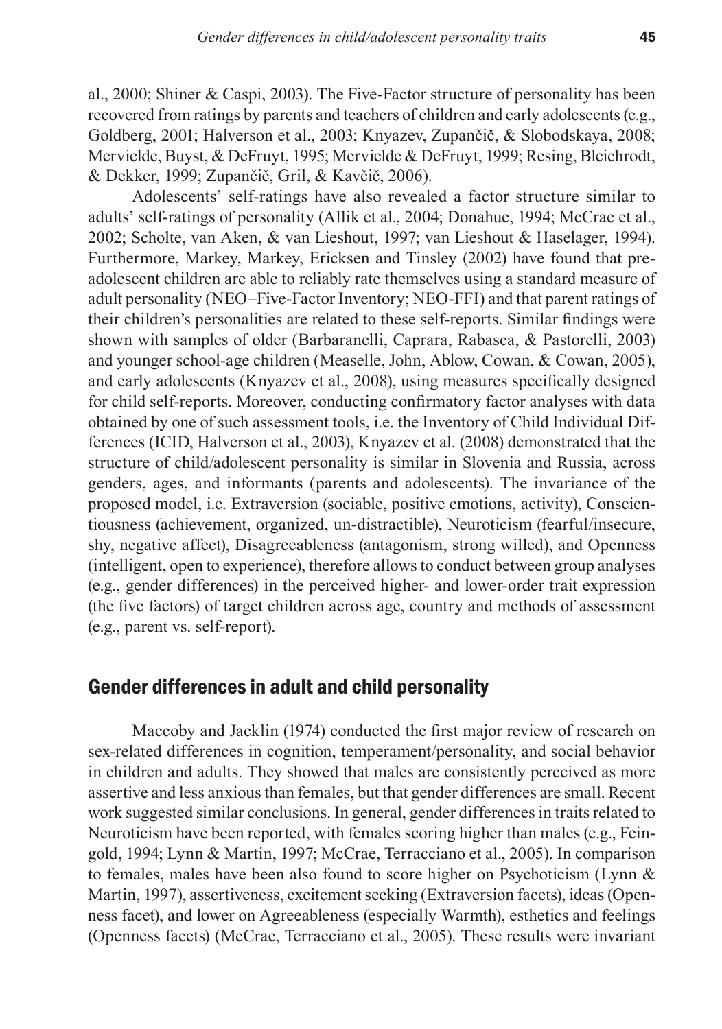al., 2000; Shiner & Caspi, 2003). The Five-Factor structure of personality has been recovered from ratings by parents and teachers of children and early adolescents (e.g., Goldberg, 2001; Halverson et al., 2003; Knyazev, Zupančič, & Slobodskaya, 2008; Mervielde, Buyst, & DeFruyt, 1995; Mervielde & DeFruyt, 1999; Resing, Bleichrodt, & Dekker, 1999; Zupančič, Gril, & Kavčič, 2006).

Adolescents' self-ratings have also revealed a factor structure similar to adults' self-ratings of personality (Allik et al., 2004; Donahue, 1994; McCrae et al., 2002; Scholte, van Aken, & van Lieshout, 1997; van Lieshout & Haselager, 1994). Furthermore, Markey, Markey, Ericksen and Tinsley (2002) have found that pre-adolescent children are able to reliably rate themselves using a standard measure of adult personality (NEO–Five-Factor Inventory; NEO-FFI) and that parent ratings of their children's personalities are related to these self-reports. Similar findings were shown with samples of older (Barbaranelli, Caprara, Rabasca, & Pastorelli, 2003) and younger school-age children (Measelle, John, Ablow, Cowan, & Cowan, 2005), and early adolescents (Knyazev et al., 2008), using measures specifically designed for child self-reports. Moreover, conducting confirmatory factor analyses with data obtained by one of such assessment tools, i.e. the Inventory of Child Individual Differences (ICID, Halverson et al., 2003), Knyazev et al. (2008) demonstrated that the structure of child/adolescent personality is similar in Slovenia and Russia, across genders, ages, and informants (parents and adolescents). The invariance of the proposed model, i.e. Extraversion (sociable, positive emotions, activity), Conscientiousness (achievement, organized, un-distractible), Neuroticism (fearful/insecure, shy, negative affect), Disagreeableness (antagonism, strong willed), and Openness (intelligent, open to experience), therefore allows to conduct between group analyses (e.g., gender differences) in the perceived higher- and lower-order trait expression (the five factors) of target children across age, country and methods of assessment (e.g., parent vs. self-report).

## Gender differences in adult and child personality

Maccoby and Jacklin (1974) conducted the first major review of research on sex-related differences in cognition, temperament/personality, and social behavior in children and adults. They showed that males are consistently perceived as more assertive and less anxious than females, but that gender differences are small. Recent work suggested similar conclusions. In general, gender differences in traits related to Neuroticism have been reported, with females scoring higher than males (e.g., Feingold, 1994; Lynn & Martin, 1997; McCrae, Terracciano et al., 2005). In comparison to females, males have been also found to score higher on Psychoticism (Lynn & Martin, 1997), assertiveness, excitement seeking (Extraversion facets), ideas (Openness facet), and lower on Agreeableness (especially Warmth), esthetics and feelings (Openness facets) (McCrae, Terracciano et al., 2005). These results were invariant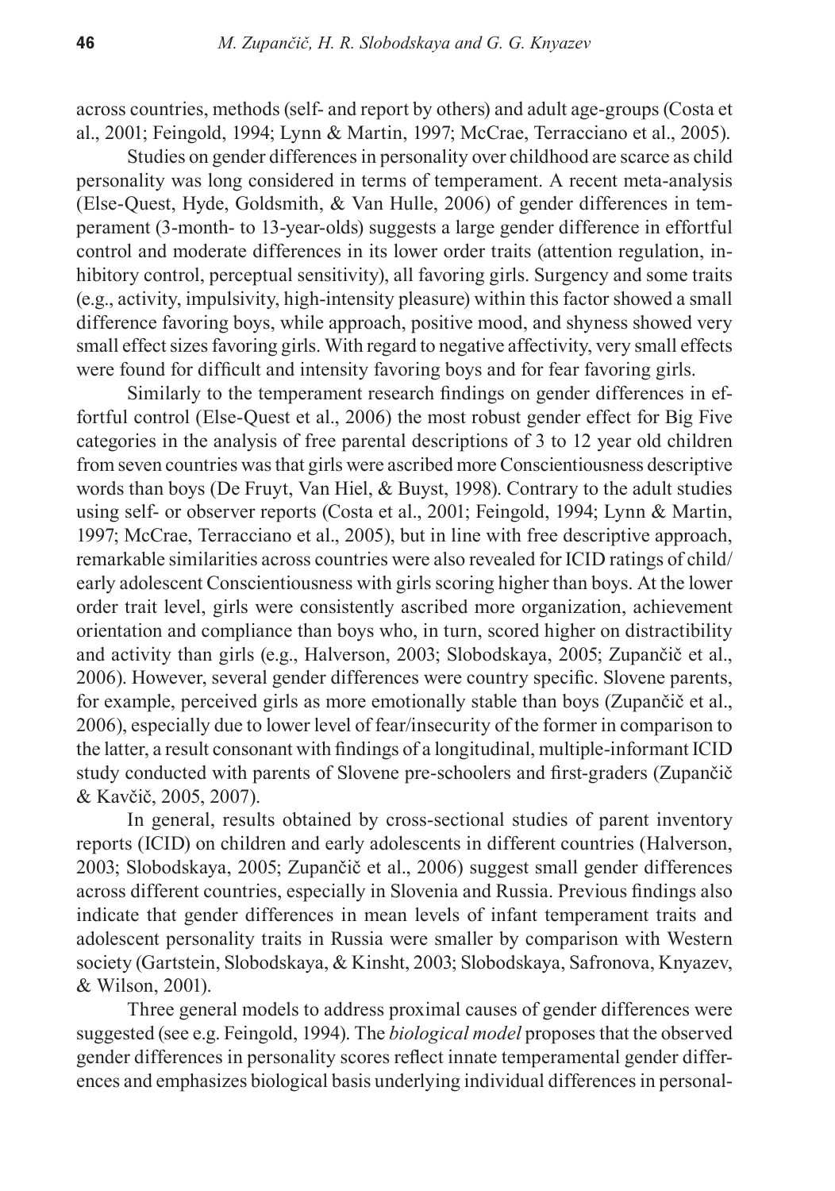across countries, methods (self- and report by others) and adult age-groups (Costa et al., 2001; Feingold, 1994; Lynn & Martin, 1997; McCrae, Terracciano et al., 2005).

Studies on gender differences in personality over childhood are scarce as child personality was long considered in terms of temperament. A recent meta-analysis (Else-Quest, Hyde, Goldsmith, & Van Hulle, 2006) of gender differences in temperament (3-month- to 13-year-olds) suggests a large gender difference in effortful control and moderate differences in its lower order traits (attention regulation, inhibitory control, perceptual sensitivity), all favoring girls. Surgency and some traits (e.g., activity, impulsivity, high-intensity pleasure) within this factor showed a small difference favoring boys, while approach, positive mood, and shyness showed very small effect sizes favoring girls. With regard to negative affectivity, very small effects were found for difficult and intensity favoring boys and for fear favoring girls.

Similarly to the temperament research findings on gender differences in effortful control (Else-Quest et al., 2006) the most robust gender effect for Big Five categories in the analysis of free parental descriptions of 3 to 12 year old children from seven countries was that girls were ascribed more Conscientiousness descriptive words than boys (De Fruyt, Van Hiel, & Buyst, 1998). Contrary to the adult studies using self- or observer reports (Costa et al., 2001; Feingold, 1994; Lynn & Martin, 1997; McCrae, Terracciano et al., 2005), but in line with free descriptive approach, remarkable similarities across countries were also revealed for ICID ratings of child/early adolescent Conscientiousness with girls scoring higher than boys. At the lower order trait level, girls were consistently ascribed more organization, achievement orientation and compliance than boys who, in turn, scored higher on distractibility and activity than girls (e.g., Halverson, 2003; Slobodskaya, 2005; Zupančič et al., 2006). However, several gender differences were country specific. Slovene parents, for example, perceived girls as more emotionally stable than boys (Zupančič et al., 2006), especially due to lower level of fear/insecurity of the former in comparison to the latter, a result consonant with findings of a longitudinal, multiple-informant ICID study conducted with parents of Slovene pre-schoolers and first-graders (Zupančič & Kavčič, 2005, 2007).

In general, results obtained by cross-sectional studies of parent inventory reports (ICID) on children and early adolescents in different countries (Halverson, 2003; Slobodskaya, 2005; Zupančič et al., 2006) suggest small gender differences across different countries, especially in Slovenia and Russia. Previous findings also indicate that gender differences in mean levels of infant temperament traits and adolescent personality traits in Russia were smaller by comparison with Western society (Gartstein, Slobodskaya, & Kinsht, 2003; Slobodskaya, Safronova, Knyazev, & Wilson, 2001).

Three general models to address proximal causes of gender differences were suggested (see e.g. Feingold, 1994). The *biological model* proposes that the observed gender differences in personality scores reflect innate temperamental gender differences and emphasizes biological basis underlying individual differences in personal-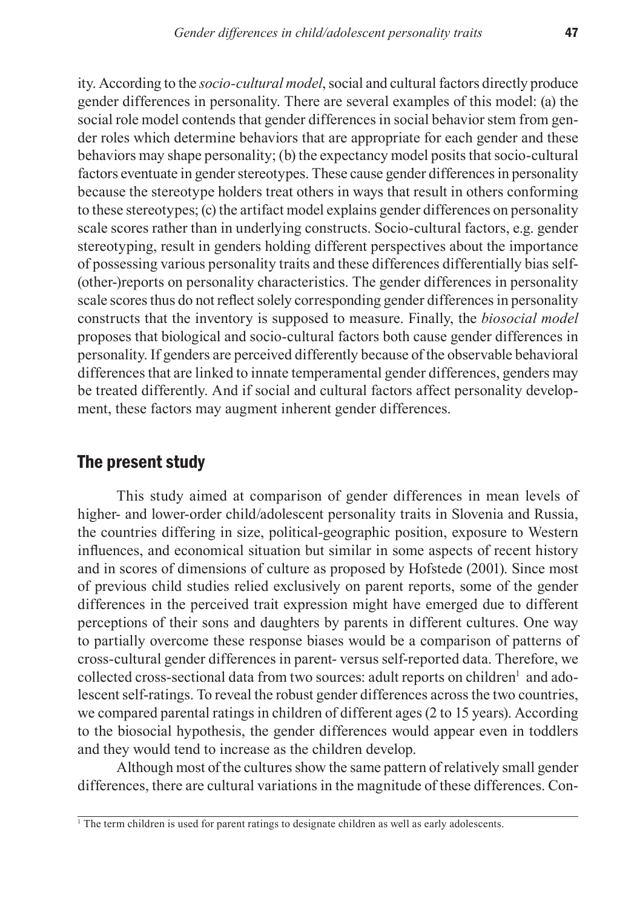ity. According to the *socio-cultural model*, social and cultural factors directly produce gender differences in personality. There are several examples of this model: (a) the social role model contends that gender differences in social behavior stem from gender roles which determine behaviors that are appropriate for each gender and these behaviors may shape personality; (b) the expectancy model posits that socio-cultural factors eventuate in gender stereotypes. These cause gender differences in personality because the stereotype holders treat others in ways that result in others conforming to these stereotypes; (c) the artifact model explains gender differences on personality scale scores rather than in underlying constructs. Socio-cultural factors, e.g. gender stereotyping, result in genders holding different perspectives about the importance of possessing various personality traits and these differences differentially bias self-(other-)reports on personality characteristics. The gender differences in personality scale scores thus do not reflect solely corresponding gender differences in personality constructs that the inventory is supposed to measure. Finally, the *biosocial model* proposes that biological and socio-cultural factors both cause gender differences in personality. If genders are perceived differently because of the observable behavioral differences that are linked to innate temperamental gender differences, genders may be treated differently. And if social and cultural factors affect personality development, these factors may augment inherent gender differences.

## The present study

This study aimed at comparison of gender differences in mean levels of higher- and lower-order child/adolescent personality traits in Slovenia and Russia, the countries differing in size, political-geographic position, exposure to Western influences, and economical situation but similar in some aspects of recent history and in scores of dimensions of culture as proposed by Hofstede (2001). Since most of previous child studies relied exclusively on parent reports, some of the gender differences in the perceived trait expression might have emerged due to different perceptions of their sons and daughters by parents in different cultures. One way to partially overcome these response biases would be a comparison of patterns of cross-cultural gender differences in parent- versus self-reported data. Therefore, we collected cross-sectional data from two sources: adult reports on children[1] and adolescent self-ratings. To reveal the robust gender differences across the two countries, we compared parental ratings in children of different ages (2 to 15 years). According to the biosocial hypothesis, the gender differences would appear even in toddlers and they would tend to increase as the children develop.

Although most of the cultures show the same pattern of relatively small gender differences, there are cultural variations in the magnitude of these differences. Con-

[1] The term children is used for parent ratings to designate children as well as early adolescents.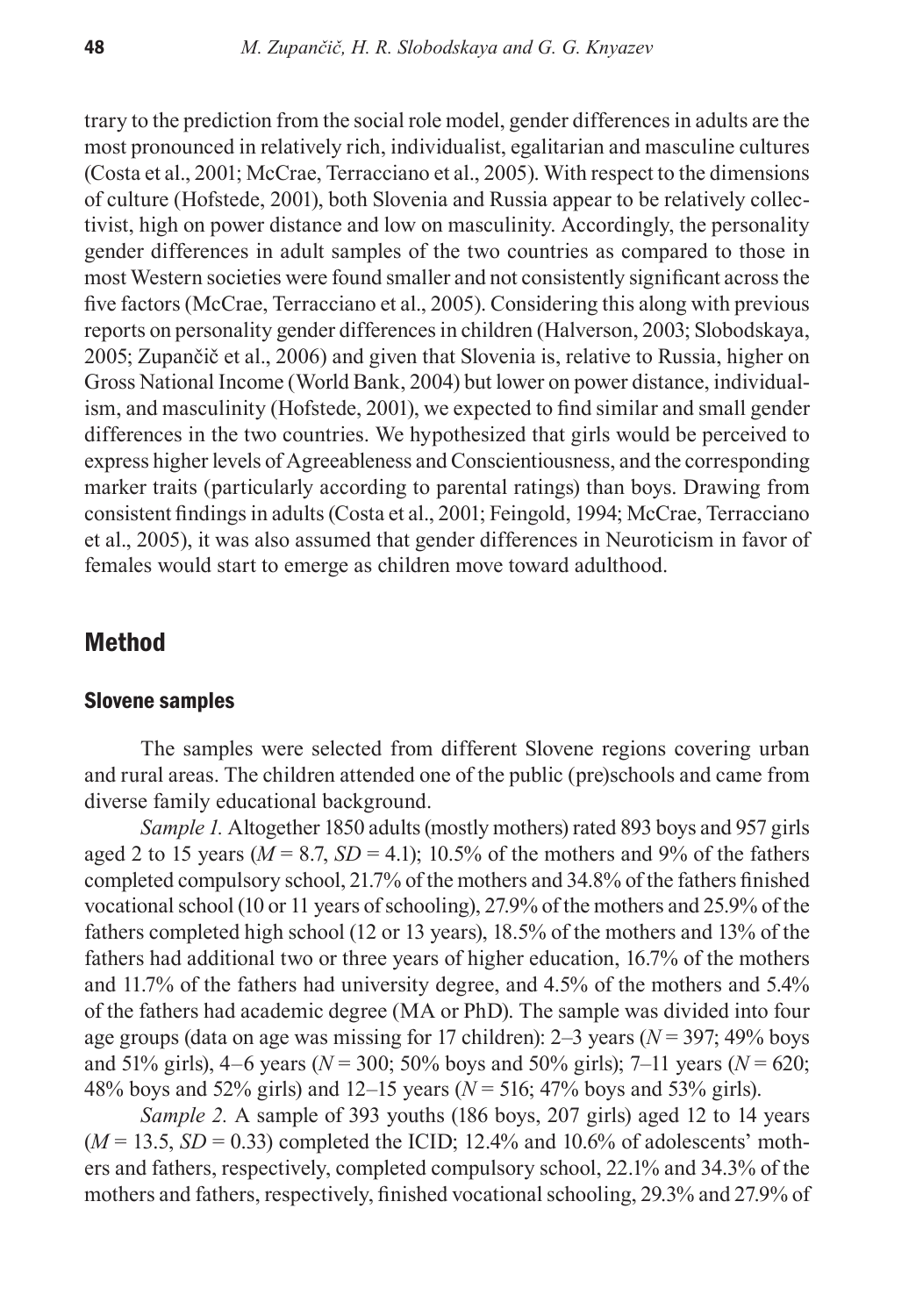trary to the prediction from the social role model, gender differences in adults are the most pronounced in relatively rich, individualist, egalitarian and masculine cultures (Costa et al., 2001; McCrae, Terracciano et al., 2005). With respect to the dimensions of culture (Hofstede, 2001), both Slovenia and Russia appear to be relatively collectivist, high on power distance and low on masculinity. Accordingly, the personality gender differences in adult samples of the two countries as compared to those in most Western societies were found smaller and not consistently significant across the five factors (McCrae, Terracciano et al., 2005). Considering this along with previous reports on personality gender differences in children (Halverson, 2003; Slobodskaya, 2005; Zupančič et al., 2006) and given that Slovenia is, relative to Russia, higher on Gross National Income (World Bank, 2004) but lower on power distance, individualism, and masculinity (Hofstede, 2001), we expected to find similar and small gender differences in the two countries. We hypothesized that girls would be perceived to express higher levels of Agreeableness and Conscientiousness, and the corresponding marker traits (particularly according to parental ratings) than boys. Drawing from consistent findings in adults (Costa et al., 2001; Feingold, 1994; McCrae, Terracciano et al., 2005), it was also assumed that gender differences in Neuroticism in favor of females would start to emerge as children move toward adulthood.

## Method

### Slovene samples

The samples were selected from different Slovene regions covering urban and rural areas. The children attended one of the public (pre)schools and came from diverse family educational background.

*Sample 1.* Altogether 1850 adults (mostly mothers) rated 893 boys and 957 girls aged 2 to 15 years ($M = 8.7$, $SD = 4.1$); 10.5% of the mothers and 9% of the fathers completed compulsory school, 21.7% of the mothers and 34.8% of the fathers finished vocational school (10 or 11 years of schooling), 27.9% of the mothers and 25.9% of the fathers completed high school (12 or 13 years), 18.5% of the mothers and 13% of the fathers had additional two or three years of higher education, 16.7% of the mothers and 11.7% of the fathers had university degree, and 4.5% of the mothers and 5.4% of the fathers had academic degree (MA or PhD). The sample was divided into four age groups (data on age was missing for 17 children): 2–3 years ($N = 397$; 49% boys and 51% girls), 4–6 years ($N = 300$; 50% boys and 50% girls); 7–11 years ($N = 620$; 48% boys and 52% girls) and 12–15 years ($N = 516$; 47% boys and 53% girls).

*Sample 2.* A sample of 393 youths (186 boys, 207 girls) aged 12 to 14 years ($M = 13.5$, $SD = 0.33$) completed the ICID; 12.4% and 10.6% of adolescents' mothers and fathers, respectively, completed compulsory school, 22.1% and 34.3% of the mothers and fathers, respectively, finished vocational schooling, 29.3% and 27.9% of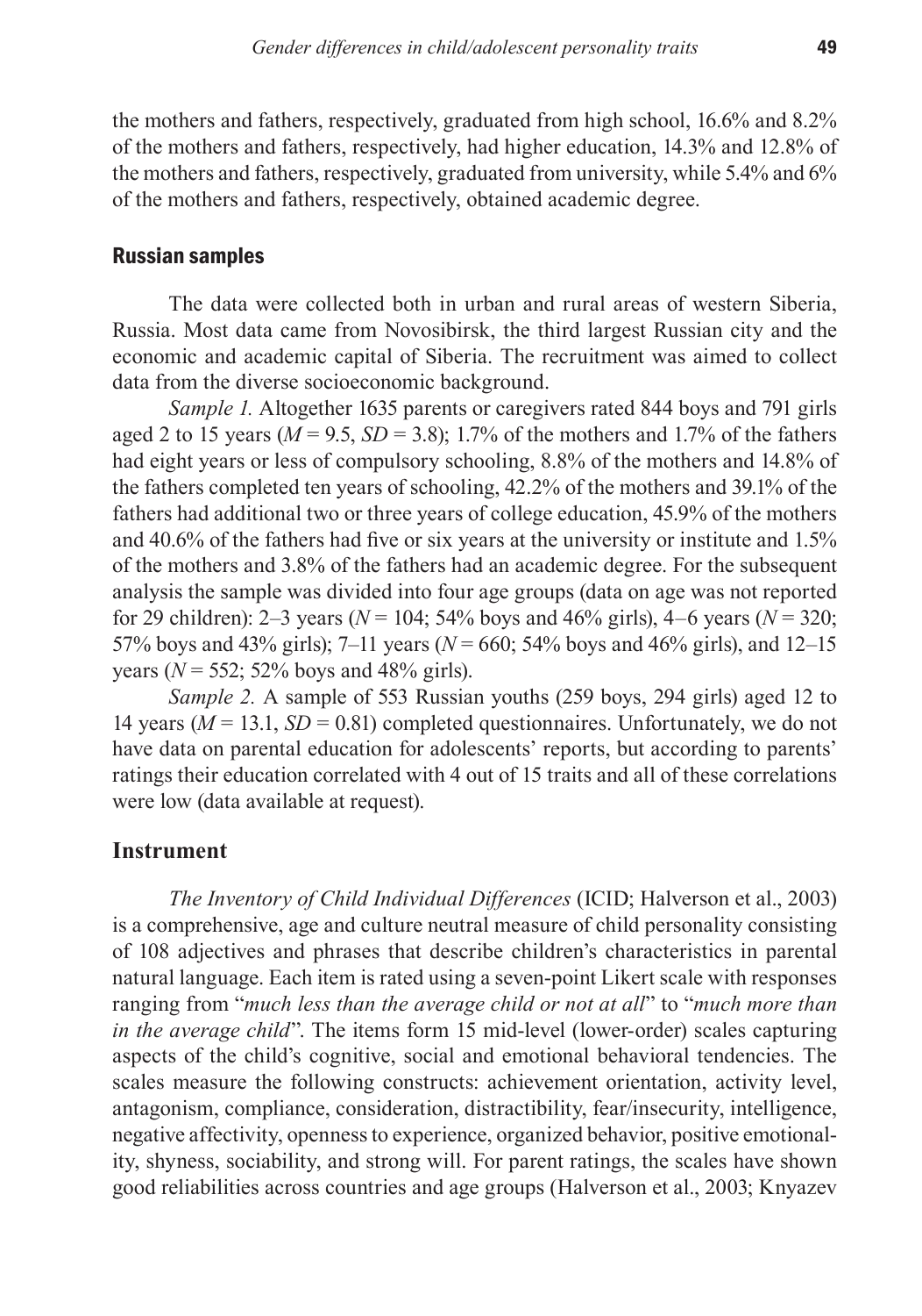the mothers and fathers, respectively, graduated from high school, 16.6% and 8.2% of the mothers and fathers, respectively, had higher education, 14.3% and 12.8% of the mothers and fathers, respectively, graduated from university, while 5.4% and 6% of the mothers and fathers, respectively, obtained academic degree.

### Russian samples

The data were collected both in urban and rural areas of western Siberia, Russia. Most data came from Novosibirsk, the third largest Russian city and the economic and academic capital of Siberia. The recruitment was aimed to collect data from the diverse socioeconomic background.

*Sample 1.* Altogether 1635 parents or caregivers rated 844 boys and 791 girls aged 2 to 15 years ($M = 9.5$, $SD = 3.8$); 1.7% of the mothers and 1.7% of the fathers had eight years or less of compulsory schooling, 8.8% of the mothers and 14.8% of the fathers completed ten years of schooling, 42.2% of the mothers and 39.1% of the fathers had additional two or three years of college education, 45.9% of the mothers and 40.6% of the fathers had five or six years at the university or institute and 1.5% of the mothers and 3.8% of the fathers had an academic degree. For the subsequent analysis the sample was divided into four age groups (data on age was not reported for 29 children): 2–3 years ($N = 104$; 54% boys and 46% girls), 4–6 years ($N = 320$; 57% boys and 43% girls); 7–11 years ($N = 660$; 54% boys and 46% girls), and 12–15 years ($N = 552$; 52% boys and 48% girls).

*Sample 2.* A sample of 553 Russian youths (259 boys, 294 girls) aged 12 to 14 years ($M = 13.1$, $SD = 0.81$) completed questionnaires. Unfortunately, we do not have data on parental education for adolescents' reports, but according to parents' ratings their education correlated with 4 out of 15 traits and all of these correlations were low (data available at request).

## Instrument

*The Inventory of Child Individual Differences* (ICID; Halverson et al., 2003) is a comprehensive, age and culture neutral measure of child personality consisting of 108 adjectives and phrases that describe children's characteristics in parental natural language. Each item is rated using a seven-point Likert scale with responses ranging from "*much less than the average child or not at all*" to "*much more than in the average child*". The items form 15 mid-level (lower-order) scales capturing aspects of the child's cognitive, social and emotional behavioral tendencies. The scales measure the following constructs: achievement orientation, activity level, antagonism, compliance, consideration, distractibility, fear/insecurity, intelligence, negative affectivity, openness to experience, organized behavior, positive emotionality, shyness, sociability, and strong will. For parent ratings, the scales have shown good reliabilities across countries and age groups (Halverson et al., 2003; Knyazev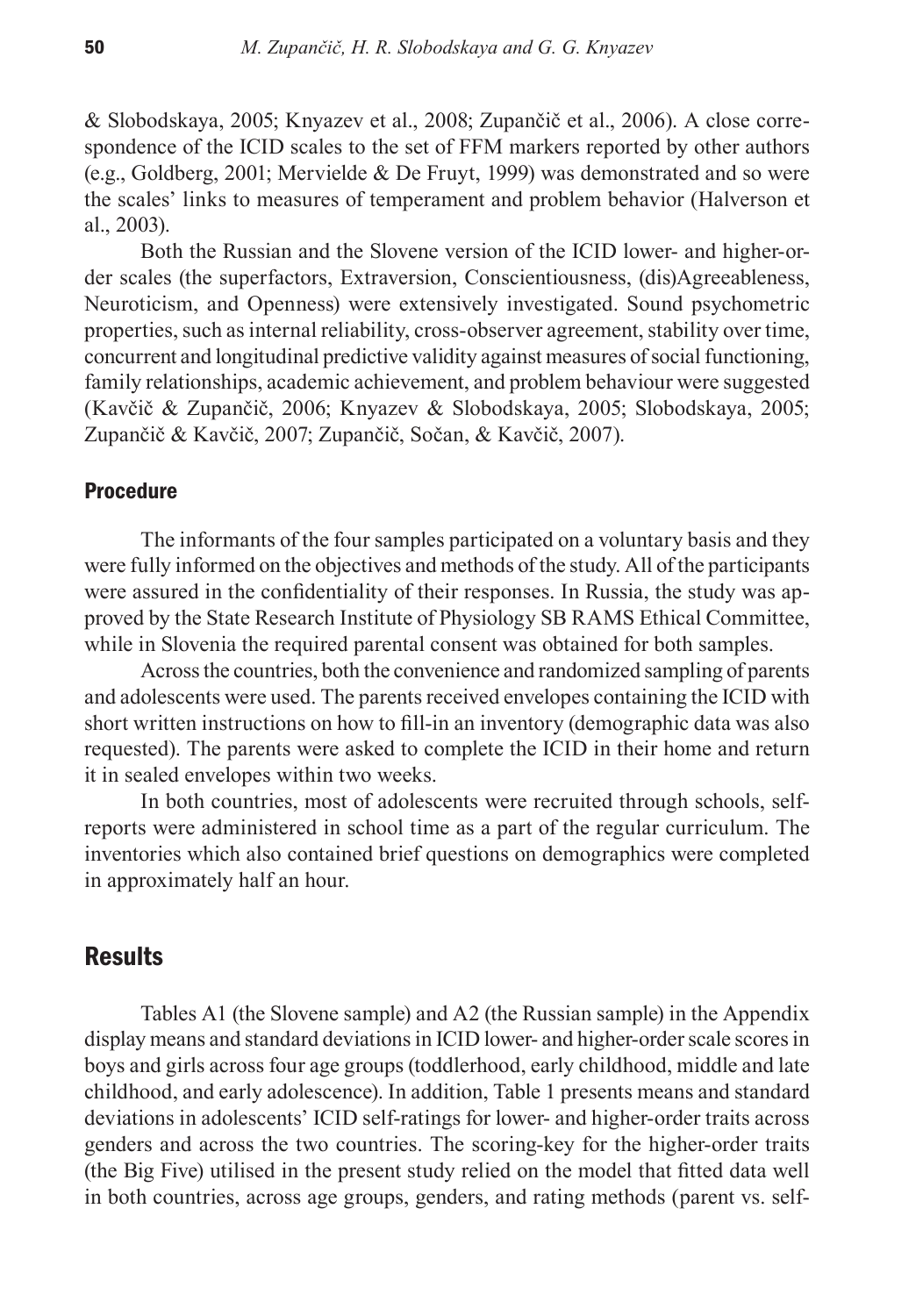& Slobodskaya, 2005; Knyazev et al., 2008; Zupančič et al., 2006). A close correspondence of the ICID scales to the set of FFM markers reported by other authors (e.g., Goldberg, 2001; Mervielde & De Fruyt, 1999) was demonstrated and so were the scales' links to measures of temperament and problem behavior (Halverson et al., 2003).

Both the Russian and the Slovene version of the ICID lower- and higher-order scales (the superfactors, Extraversion, Conscientiousness, (dis)Agreeableness, Neuroticism, and Openness) were extensively investigated. Sound psychometric properties, such as internal reliability, cross-observer agreement, stability over time, concurrent and longitudinal predictive validity against measures of social functioning, family relationships, academic achievement, and problem behaviour were suggested (Kavčič & Zupančič, 2006; Knyazev & Slobodskaya, 2005; Slobodskaya, 2005; Zupančič & Kavčič, 2007; Zupančič, Sočan, & Kavčič, 2007).

### Procedure

The informants of the four samples participated on a voluntary basis and they were fully informed on the objectives and methods of the study. All of the participants were assured in the confidentiality of their responses. In Russia, the study was approved by the State Research Institute of Physiology SB RAMS Ethical Committee, while in Slovenia the required parental consent was obtained for both samples.

Across the countries, both the convenience and randomized sampling of parents and adolescents were used. The parents received envelopes containing the ICID with short written instructions on how to fill-in an inventory (demographic data was also requested). The parents were asked to complete the ICID in their home and return it in sealed envelopes within two weeks.

In both countries, most of adolescents were recruited through schools, self-reports were administered in school time as a part of the regular curriculum. The inventories which also contained brief questions on demographics were completed in approximately half an hour.

## Results

Tables A1 (the Slovene sample) and A2 (the Russian sample) in the Appendix display means and standard deviations in ICID lower- and higher-order scale scores in boys and girls across four age groups (toddlerhood, early childhood, middle and late childhood, and early adolescence). In addition, Table 1 presents means and standard deviations in adolescents' ICID self-ratings for lower- and higher-order traits across genders and across the two countries. The scoring-key for the higher-order traits (the Big Five) utilised in the present study relied on the model that fitted data well in both countries, across age groups, genders, and rating methods (parent vs. self-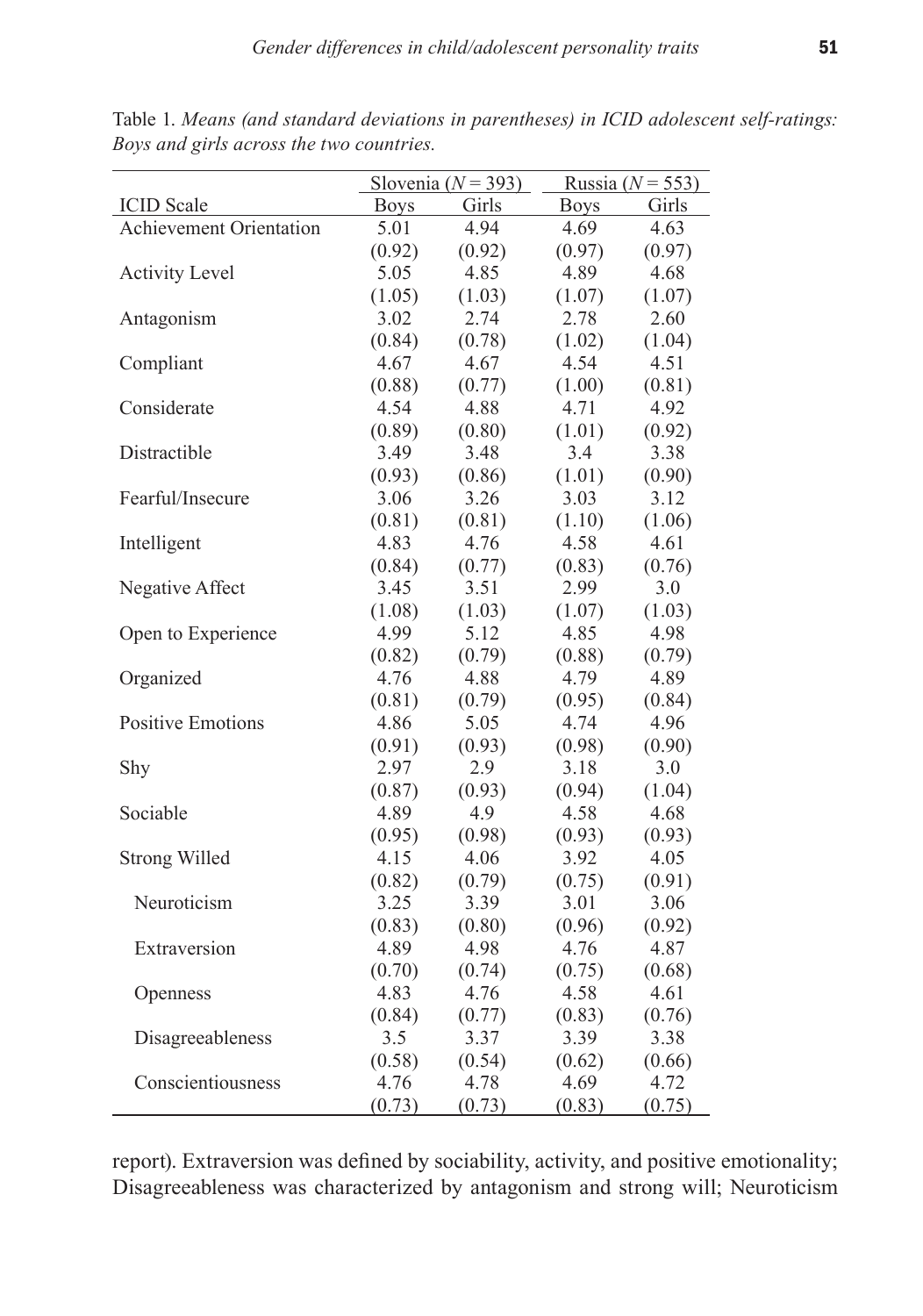Table 1. *Means (and standard deviations in parentheses) in ICID adolescent self-ratings: Boys and girls across the two countries.*

| | Slovenia ($N$ = 393) | | Russia ($N$ = 553) | |
|---|---|---|---|---|
| ICID Scale | Boys | Girls | Boys | Girls |
| Achievement Orientation | 5.01 | 4.94 | 4.69 | 4.63 |
| | (0.92) | (0.92) | (0.97) | (0.97) |
| Activity Level | 5.05 | 4.85 | 4.89 | 4.68 |
| | (1.05) | (1.03) | (1.07) | (1.07) |
| Antagonism | 3.02 | 2.74 | 2.78 | 2.60 |
| | (0.84) | (0.78) | (1.02) | (1.04) |
| Compliant | 4.67 | 4.67 | 4.54 | 4.51 |
| | (0.88) | (0.77) | (1.00) | (0.81) |
| Considerate | 4.54 | 4.88 | 4.71 | 4.92 |
| | (0.89) | (0.80) | (1.01) | (0.92) |
| Distractible | 3.49 | 3.48 | 3.4 | 3.38 |
| | (0.93) | (0.86) | (1.01) | (0.90) |
| Fearful/Insecure | 3.06 | 3.26 | 3.03 | 3.12 |
| | (0.81) | (0.81) | (1.10) | (1.06) |
| Intelligent | 4.83 | 4.76 | 4.58 | 4.61 |
| | (0.84) | (0.77) | (0.83) | (0.76) |
| Negative Affect | 3.45 | 3.51 | 2.99 | 3.0 |
| | (1.08) | (1.03) | (1.07) | (1.03) |
| Open to Experience | 4.99 | 5.12 | 4.85 | 4.98 |
| | (0.82) | (0.79) | (0.88) | (0.79) |
| Organized | 4.76 | 4.88 | 4.79 | 4.89 |
| | (0.81) | (0.79) | (0.95) | (0.84) |
| Positive Emotions | 4.86 | 5.05 | 4.74 | 4.96 |
| | (0.91) | (0.93) | (0.98) | (0.90) |
| Shy | 2.97 | 2.9 | 3.18 | 3.0 |
| | (0.87) | (0.93) | (0.94) | (1.04) |
| Sociable | 4.89 | 4.9 | 4.58 | 4.68 |
| | (0.95) | (0.98) | (0.93) | (0.93) |
| Strong Willed | 4.15 | 4.06 | 3.92 | 4.05 |
| | (0.82) | (0.79) | (0.75) | (0.91) |
| Neuroticism | 3.25 | 3.39 | 3.01 | 3.06 |
| | (0.83) | (0.80) | (0.96) | (0.92) |
| Extraversion | 4.89 | 4.98 | 4.76 | 4.87 |
| | (0.70) | (0.74) | (0.75) | (0.68) |
| Openness | 4.83 | 4.76 | 4.58 | 4.61 |
| | (0.84) | (0.77) | (0.83) | (0.76) |
| Disagreeableness | 3.5 | 3.37 | 3.39 | 3.38 |
| | (0.58) | (0.54) | (0.62) | (0.66) |
| Conscientiousness | 4.76 | 4.78 | 4.69 | 4.72 |
| | (0.73) | (0.73) | (0.83) | (0.75) |

report). Extraversion was defined by sociability, activity, and positive emotionality; Disagreeableness was characterized by antagonism and strong will; Neuroticism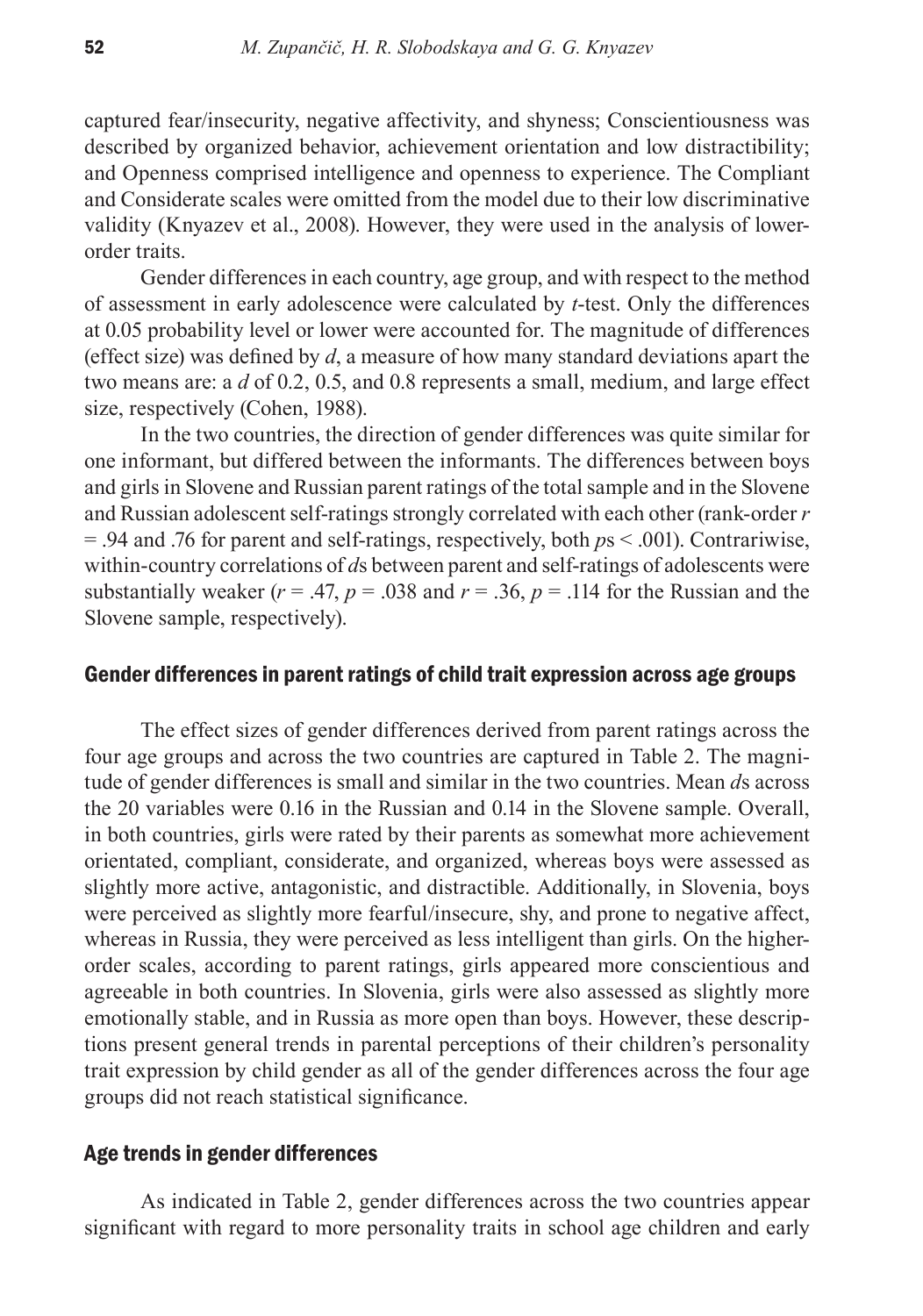captured fear/insecurity, negative affectivity, and shyness; Conscientiousness was described by organized behavior, achievement orientation and low distractibility; and Openness comprised intelligence and openness to experience. The Compliant and Considerate scales were omitted from the model due to their low discriminative validity (Knyazev et al., 2008). However, they were used in the analysis of lower-order traits.

Gender differences in each country, age group, and with respect to the method of assessment in early adolescence were calculated by *t*-test. Only the differences at 0.05 probability level or lower were accounted for. The magnitude of differences (effect size) was defined by *d*, a measure of how many standard deviations apart the two means are: a *d* of 0.2, 0.5, and 0.8 represents a small, medium, and large effect size, respectively (Cohen, 1988).

In the two countries, the direction of gender differences was quite similar for one informant, but differed between the informants. The differences between boys and girls in Slovene and Russian parent ratings of the total sample and in the Slovene and Russian adolescent self-ratings strongly correlated with each other (rank-order $r = .94$ and .76 for parent and self-ratings, respectively, both $p$s < .001). Contrariwise, within-country correlations of *d*s between parent and self-ratings of adolescents were substantially weaker ($r = .47$, $p = .038$ and $r = .36$, $p = .114$ for the Russian and the Slovene sample, respectively).

## Gender differences in parent ratings of child trait expression across age groups

The effect sizes of gender differences derived from parent ratings across the four age groups and across the two countries are captured in Table 2. The magnitude of gender differences is small and similar in the two countries. Mean *d*s across the 20 variables were 0.16 in the Russian and 0.14 in the Slovene sample. Overall, in both countries, girls were rated by their parents as somewhat more achievement orientated, compliant, considerate, and organized, whereas boys were assessed as slightly more active, antagonistic, and distractible. Additionally, in Slovenia, boys were perceived as slightly more fearful/insecure, shy, and prone to negative affect, whereas in Russia, they were perceived as less intelligent than girls. On the higher-order scales, according to parent ratings, girls appeared more conscientious and agreeable in both countries. In Slovenia, girls were also assessed as slightly more emotionally stable, and in Russia as more open than boys. However, these descriptions present general trends in parental perceptions of their children's personality trait expression by child gender as all of the gender differences across the four age groups did not reach statistical significance.

## Age trends in gender differences

As indicated in Table 2, gender differences across the two countries appear significant with regard to more personality traits in school age children and early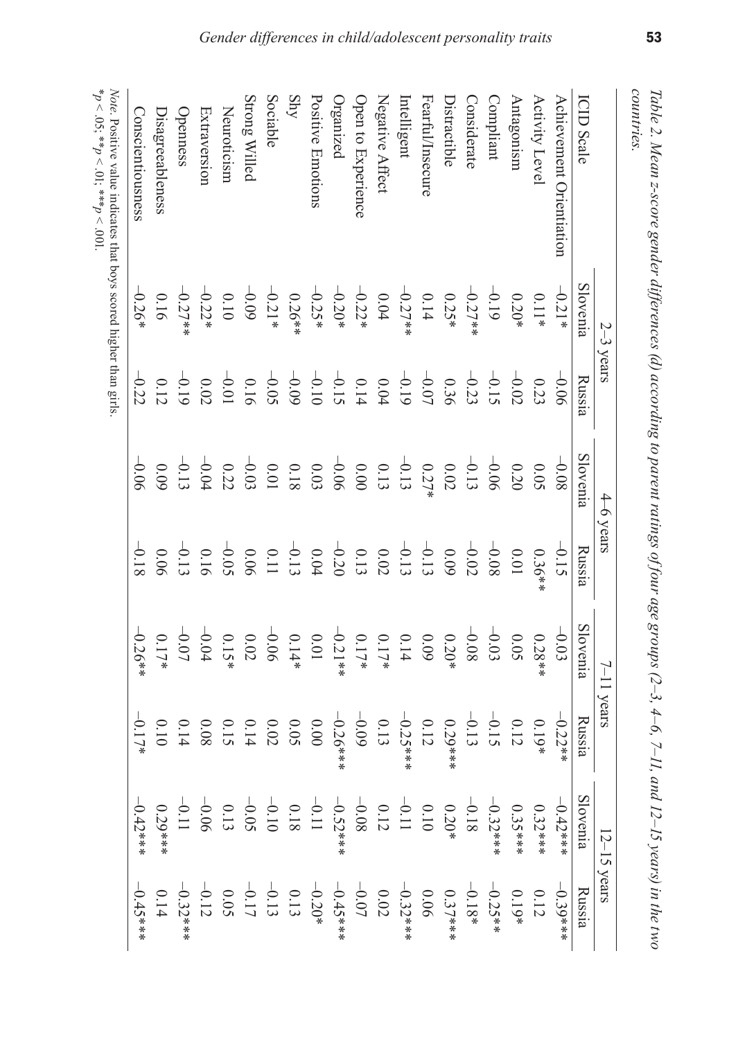*Table 2. Mean z-score gender differences (d) according to parent ratings of four age groups (2–3, 4–6, 7–11, and 12–15 years) in the two countries.*

| ICID Scale | 2–3 years | | 4–6 years | | 7–11 years | | 12–15 years | |
|---|---|---|---|---|---|---|---|---|
| | Slovenia | Russia | Slovenia | Russia | Slovenia | Russia | Slovenia | Russia |
| Achievement Orientation | –0.21* | –0.06 | –0.08 | –0.15 | –0.03 | –0.22** | –0.42*** | –0.39*** |
| Activity Level | 0.11* | 0.23 | 0.05 | 0.36** | 0.28** | 0.19* | 0.32*** | 0.12 |
| Antagonism | 0.20* | –0.02 | 0.20 | 0.01 | 0.05 | 0.12 | 0.35*** | 0.19* |
| Compliant | –0.19 | –0.15 | –0.06 | –0.08 | –0.03 | –0.15 | –0.32*** | –0.25** |
| Considerate | –0.27** | –0.23 | –0.13 | –0.02 | –0.08 | –0.13 | –0.18 | –0.18* |
| Distractible | 0.25* | 0.36 | 0.02 | 0.09 | 0.20* | 0.29*** | 0.20* | 0.37*** |
| Fearful/Insecure | 0.14 | –0.07 | 0.27* | –0.13 | 0.09 | 0.12 | 0.10 | 0.06 |
| Intelligent | –0.27** | –0.19 | –0.13 | –0.13 | 0.14 | –0.25*** | –0.11 | –0.32*** |
| Negative Affect | 0.04 | 0.04 | 0.13 | 0.02 | 0.17* | 0.13 | 0.12 | 0.02 |
| Open to Experience | –0.22* | 0.14 | 0.00 | 0.13 | 0.17* | –0.09 | –0.08 | –0.07 |
| Organized | –0.20* | –0.15 | –0.06 | –0.20 | –0.21** | –0.26*** | –0.52*** | –0.45*** |
| Positive Emotions | –0.25* | –0.10 | 0.03 | 0.04 | 0.01 | 0.00 | –0.11 | –0.20* |
| Shy | 0.26** | –0.09 | 0.18 | –0.13 | 0.14* | 0.05 | 0.18 | 0.13 |
| Sociable | –0.21* | –0.05 | 0.01 | 0.11 | –0.06 | 0.02 | –0.10 | –0.13 |
| Strong Willed | –0.09 | 0.16 | –0.03 | 0.06 | 0.02 | 0.14 | –0.05 | –0.17 |
| Neuroticism | 0.10 | –0.01 | 0.22 | –0.05 | 0.15* | 0.15 | 0.13 | 0.05 |
| Extraversion | –0.22* | 0.02 | –0.04 | 0.16 | –0.04 | 0.08 | –0.06 | –0.12 |
| Openness | –0.27** | –0.19 | –0.13 | –0.13 | –0.07 | 0.14 | –0.11 | –0.32*** |
| Disagreeableness | 0.16 | 0.12 | 0.09 | 0.06 | 0.17* | 0.10 | 0.29*** | 0.14 |
| Conscientiousness | –0.26* | –0.22 | –0.06 | –0.18 | –0.26** | –0.17* | –0.42*** | –0.45*** |

*Note.* Positive value indicates that boys scored higher than girls.
$^*p < .05$; $^{**}p < .01$; $^{***}p < .001$.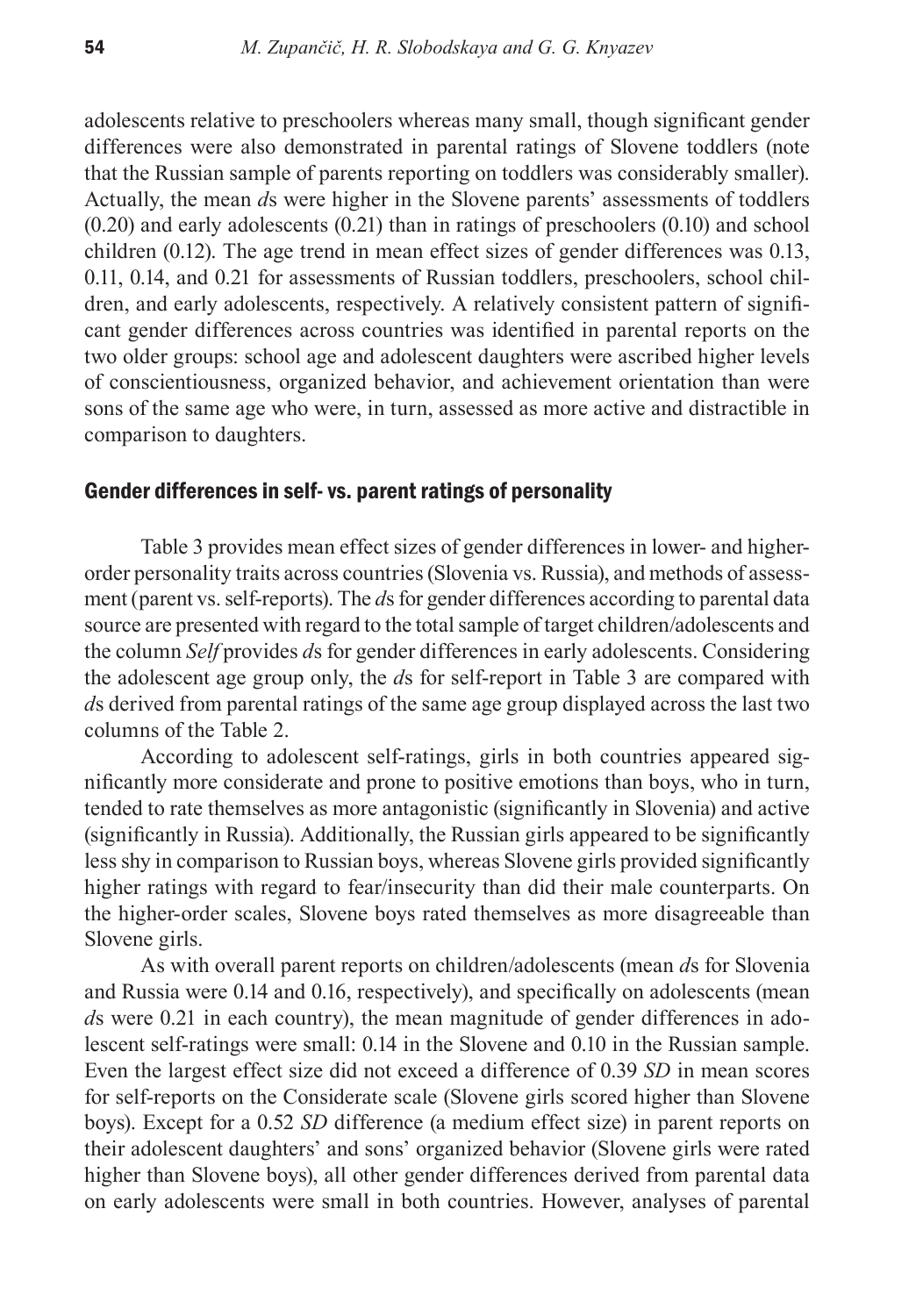adolescents relative to preschoolers whereas many small, though significant gender differences were also demonstrated in parental ratings of Slovene toddlers (note that the Russian sample of parents reporting on toddlers was considerably smaller). Actually, the mean *d*s were higher in the Slovene parents' assessments of toddlers (0.20) and early adolescents (0.21) than in ratings of preschoolers (0.10) and school children (0.12). The age trend in mean effect sizes of gender differences was 0.13, 0.11, 0.14, and 0.21 for assessments of Russian toddlers, preschoolers, school children, and early adolescents, respectively. A relatively consistent pattern of significant gender differences across countries was identified in parental reports on the two older groups: school age and adolescent daughters were ascribed higher levels of conscientiousness, organized behavior, and achievement orientation than were sons of the same age who were, in turn, assessed as more active and distractible in comparison to daughters.

## Gender differences in self- vs. parent ratings of personality

Table 3 provides mean effect sizes of gender differences in lower- and higher-order personality traits across countries (Slovenia vs. Russia), and methods of assessment (parent vs. self-reports). The *d*s for gender differences according to parental data source are presented with regard to the total sample of target children/adolescents and the column *Self* provides *d*s for gender differences in early adolescents. Considering the adolescent age group only, the *d*s for self-report in Table 3 are compared with *d*s derived from parental ratings of the same age group displayed across the last two columns of the Table 2.

According to adolescent self-ratings, girls in both countries appeared significantly more considerate and prone to positive emotions than boys, who in turn, tended to rate themselves as more antagonistic (significantly in Slovenia) and active (significantly in Russia). Additionally, the Russian girls appeared to be significantly less shy in comparison to Russian boys, whereas Slovene girls provided significantly higher ratings with regard to fear/insecurity than did their male counterparts. On the higher-order scales, Slovene boys rated themselves as more disagreeable than Slovene girls.

As with overall parent reports on children/adolescents (mean *d*s for Slovenia and Russia were 0.14 and 0.16, respectively), and specifically on adolescents (mean *d*s were 0.21 in each country), the mean magnitude of gender differences in adolescent self-ratings were small: 0.14 in the Slovene and 0.10 in the Russian sample. Even the largest effect size did not exceed a difference of 0.39 *SD* in mean scores for self-reports on the Considerate scale (Slovene girls scored higher than Slovene boys). Except for a 0.52 *SD* difference (a medium effect size) in parent reports on their adolescent daughters' and sons' organized behavior (Slovene girls were rated higher than Slovene boys), all other gender differences derived from parental data on early adolescents were small in both countries. However, analyses of parental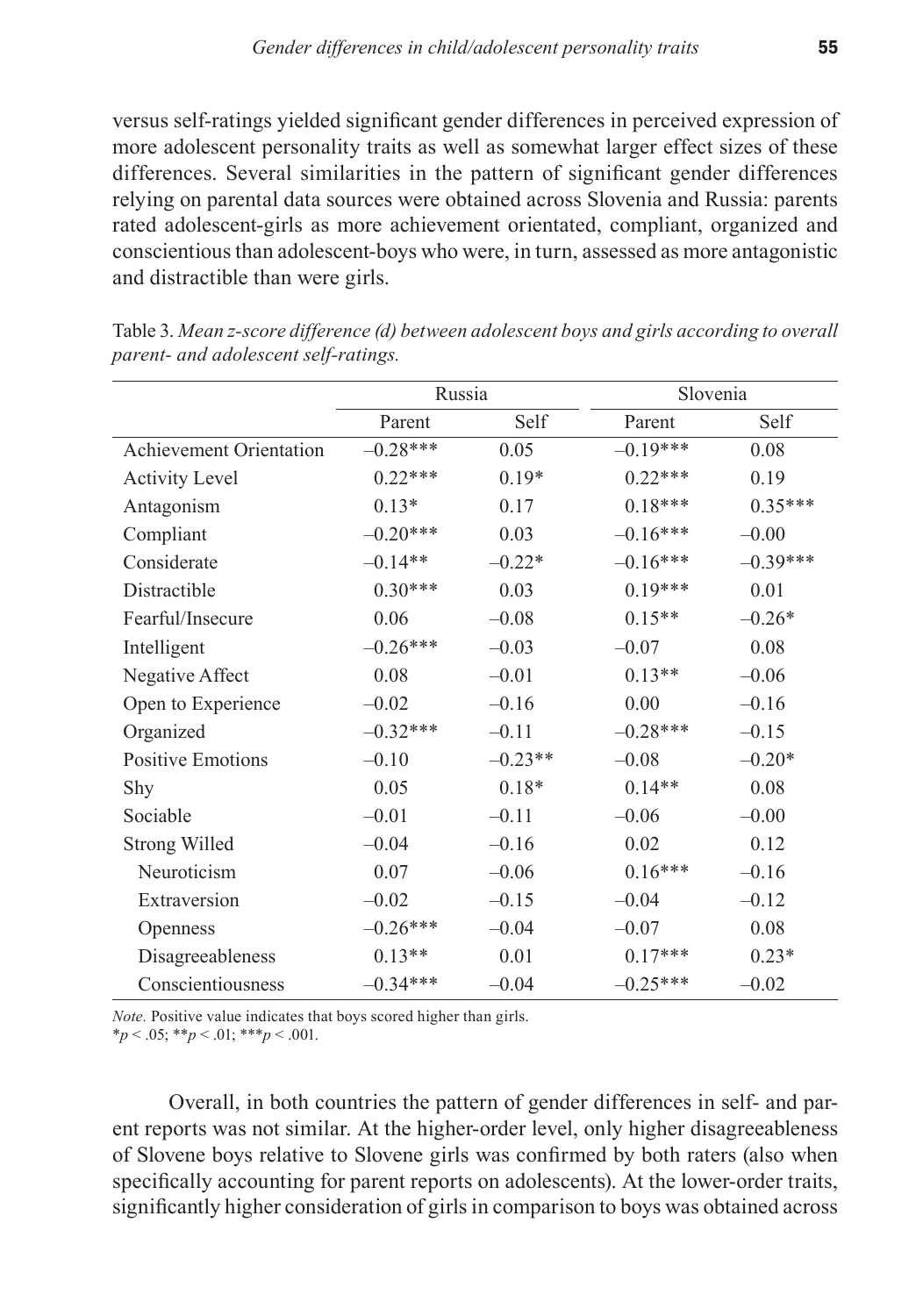versus self-ratings yielded significant gender differences in perceived expression of more adolescent personality traits as well as somewhat larger effect sizes of these differences. Several similarities in the pattern of significant gender differences relying on parental data sources were obtained across Slovenia and Russia: parents rated adolescent-girls as more achievement orientated, compliant, organized and conscientious than adolescent-boys who were, in turn, assessed as more antagonistic and distractible than were girls.

Table 3. *Mean z-score difference (d) between adolescent boys and girls according to overall parent- and adolescent self-ratings.*

| | Russia | | Slovenia | |
|---|---|---|---|---|
| | Parent | Self | Parent | Self |
| Achievement Orientation | –0.28*** | 0.05 | –0.19*** | 0.08 |
| Activity Level | 0.22*** | 0.19* | 0.22*** | 0.19 |
| Antagonism | 0.13* | 0.17 | 0.18*** | 0.35*** |
| Compliant | –0.20*** | 0.03 | –0.16*** | –0.00 |
| Considerate | –0.14** | –0.22* | –0.16*** | –0.39*** |
| Distractible | 0.30*** | 0.03 | 0.19*** | 0.01 |
| Fearful/Insecure | 0.06 | –0.08 | 0.15** | –0.26* |
| Intelligent | –0.26*** | –0.03 | –0.07 | 0.08 |
| Negative Affect | 0.08 | –0.01 | 0.13** | –0.06 |
| Open to Experience | –0.02 | –0.16 | 0.00 | –0.16 |
| Organized | –0.32*** | –0.11 | –0.28*** | –0.15 |
| Positive Emotions | –0.10 | –0.23** | –0.08 | –0.20* |
| Shy | 0.05 | 0.18* | 0.14** | 0.08 |
| Sociable | –0.01 | –0.11 | –0.06 | –0.00 |
| Strong Willed | –0.04 | –0.16 | 0.02 | 0.12 |
| Neuroticism | 0.07 | –0.06 | 0.16*** | –0.16 |
| Extraversion | –0.02 | –0.15 | –0.04 | –0.12 |
| Openness | –0.26*** | –0.04 | –0.07 | 0.08 |
| Disagreeableness | 0.13** | 0.01 | 0.17*** | 0.23* |
| Conscientiousness | –0.34*** | –0.04 | –0.25*** | –0.02 |

*Note.* Positive value indicates that boys scored higher than girls.
*$p < .05$; **$p < .01$; ***$p < .001$.

Overall, in both countries the pattern of gender differences in self- and parent reports was not similar. At the higher-order level, only higher disagreeableness of Slovene boys relative to Slovene girls was confirmed by both raters (also when specifically accounting for parent reports on adolescents). At the lower-order traits, significantly higher consideration of girls in comparison to boys was obtained across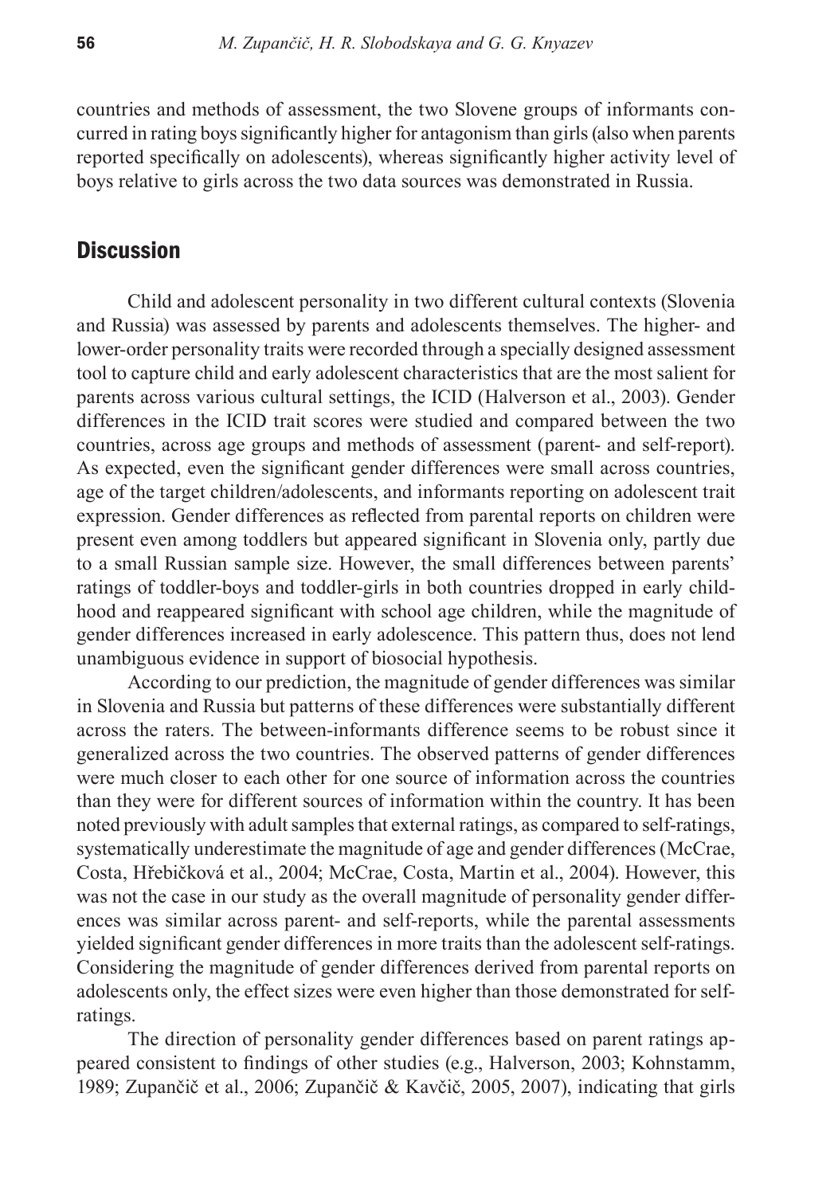countries and methods of assessment, the two Slovene groups of informants concurred in rating boys significantly higher for antagonism than girls (also when parents reported specifically on adolescents), whereas significantly higher activity level of boys relative to girls across the two data sources was demonstrated in Russia.

## Discussion

Child and adolescent personality in two different cultural contexts (Slovenia and Russia) was assessed by parents and adolescents themselves. The higher- and lower-order personality traits were recorded through a specially designed assessment tool to capture child and early adolescent characteristics that are the most salient for parents across various cultural settings, the ICID (Halverson et al., 2003). Gender differences in the ICID trait scores were studied and compared between the two countries, across age groups and methods of assessment (parent- and self-report). As expected, even the significant gender differences were small across countries, age of the target children/adolescents, and informants reporting on adolescent trait expression. Gender differences as reflected from parental reports on children were present even among toddlers but appeared significant in Slovenia only, partly due to a small Russian sample size. However, the small differences between parents' ratings of toddler-boys and toddler-girls in both countries dropped in early childhood and reappeared significant with school age children, while the magnitude of gender differences increased in early adolescence. This pattern thus, does not lend unambiguous evidence in support of biosocial hypothesis.

According to our prediction, the magnitude of gender differences was similar in Slovenia and Russia but patterns of these differences were substantially different across the raters. The between-informants difference seems to be robust since it generalized across the two countries. The observed patterns of gender differences were much closer to each other for one source of information across the countries than they were for different sources of information within the country. It has been noted previously with adult samples that external ratings, as compared to self-ratings, systematically underestimate the magnitude of age and gender differences (McCrae, Costa, Hřebičková et al., 2004; McCrae, Costa, Martin et al., 2004). However, this was not the case in our study as the overall magnitude of personality gender differences was similar across parent- and self-reports, while the parental assessments yielded significant gender differences in more traits than the adolescent self-ratings. Considering the magnitude of gender differences derived from parental reports on adolescents only, the effect sizes were even higher than those demonstrated for self-ratings.

The direction of personality gender differences based on parent ratings appeared consistent to findings of other studies (e.g., Halverson, 2003; Kohnstamm, 1989; Zupančič et al., 2006; Zupančič & Kavčič, 2005, 2007), indicating that girls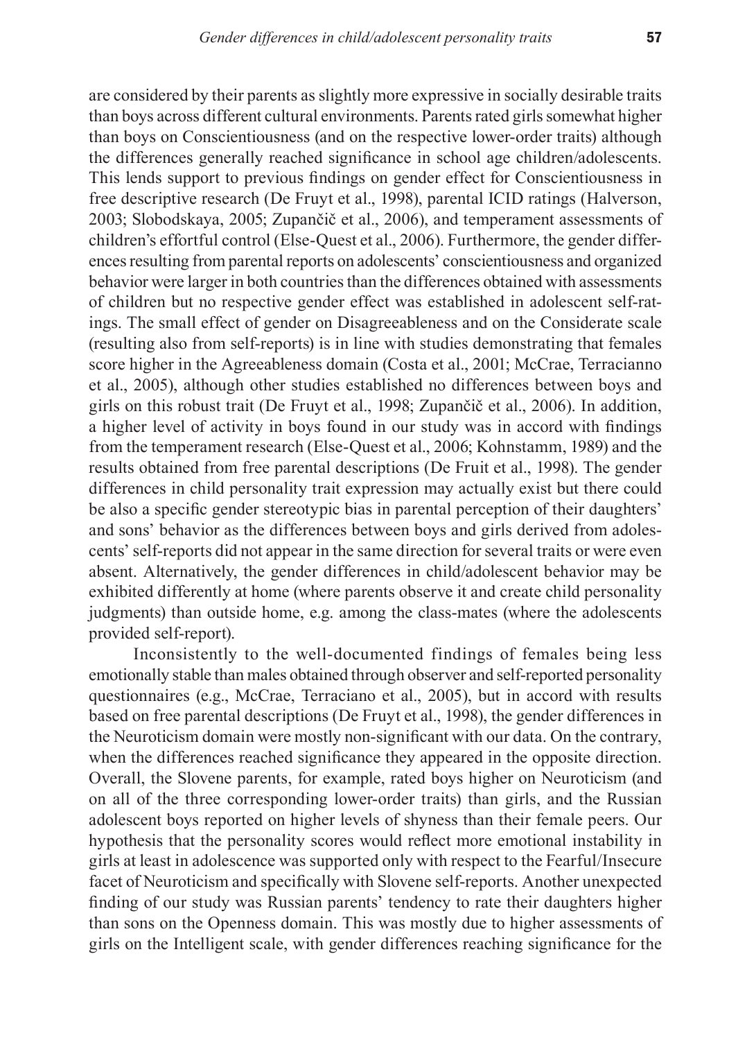are considered by their parents as slightly more expressive in socially desirable traits than boys across different cultural environments. Parents rated girls somewhat higher than boys on Conscientiousness (and on the respective lower-order traits) although the differences generally reached significance in school age children/adolescents. This lends support to previous findings on gender effect for Conscientiousness in free descriptive research (De Fruyt et al., 1998), parental ICID ratings (Halverson, 2003; Slobodskaya, 2005; Zupančič et al., 2006), and temperament assessments of children's effortful control (Else-Quest et al., 2006). Furthermore, the gender differences resulting from parental reports on adolescents' conscientiousness and organized behavior were larger in both countries than the differences obtained with assessments of children but no respective gender effect was established in adolescent self-ratings. The small effect of gender on Disagreeableness and on the Considerate scale (resulting also from self-reports) is in line with studies demonstrating that females score higher in the Agreeableness domain (Costa et al., 2001; McCrae, Terracianno et al., 2005), although other studies established no differences between boys and girls on this robust trait (De Fruyt et al., 1998; Zupančič et al., 2006). In addition, a higher level of activity in boys found in our study was in accord with findings from the temperament research (Else-Quest et al., 2006; Kohnstamm, 1989) and the results obtained from free parental descriptions (De Fruit et al., 1998). The gender differences in child personality trait expression may actually exist but there could be also a specific gender stereotypic bias in parental perception of their daughters' and sons' behavior as the differences between boys and girls derived from adolescents' self-reports did not appear in the same direction for several traits or were even absent. Alternatively, the gender differences in child/adolescent behavior may be exhibited differently at home (where parents observe it and create child personality judgments) than outside home, e.g. among the class-mates (where the adolescents provided self-report).

Inconsistently to the well-documented findings of females being less emotionally stable than males obtained through observer and self-reported personality questionnaires (e.g., McCrae, Terraciano et al., 2005), but in accord with results based on free parental descriptions (De Fruyt et al., 1998), the gender differences in the Neuroticism domain were mostly non-significant with our data. On the contrary, when the differences reached significance they appeared in the opposite direction. Overall, the Slovene parents, for example, rated boys higher on Neuroticism (and on all of the three corresponding lower-order traits) than girls, and the Russian adolescent boys reported on higher levels of shyness than their female peers. Our hypothesis that the personality scores would reflect more emotional instability in girls at least in adolescence was supported only with respect to the Fearful/Insecure facet of Neuroticism and specifically with Slovene self-reports. Another unexpected finding of our study was Russian parents' tendency to rate their daughters higher than sons on the Openness domain. This was mostly due to higher assessments of girls on the Intelligent scale, with gender differences reaching significance for the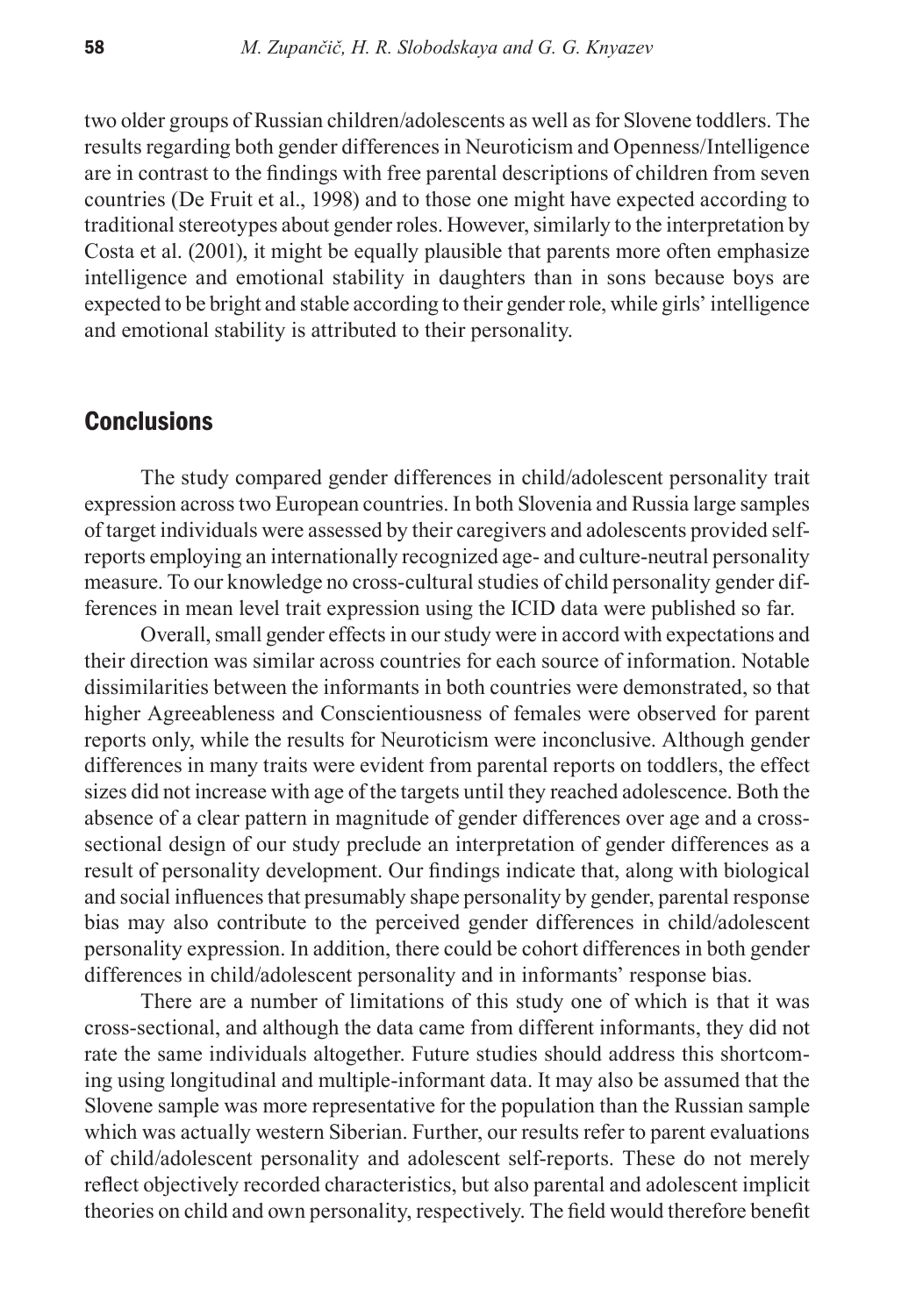two older groups of Russian children/adolescents as well as for Slovene toddlers. The results regarding both gender differences in Neuroticism and Openness/Intelligence are in contrast to the findings with free parental descriptions of children from seven countries (De Fruit et al., 1998) and to those one might have expected according to traditional stereotypes about gender roles. However, similarly to the interpretation by Costa et al. (2001), it might be equally plausible that parents more often emphasize intelligence and emotional stability in daughters than in sons because boys are expected to be bright and stable according to their gender role, while girls' intelligence and emotional stability is attributed to their personality.

## Conclusions

The study compared gender differences in child/adolescent personality trait expression across two European countries. In both Slovenia and Russia large samples of target individuals were assessed by their caregivers and adolescents provided self-reports employing an internationally recognized age- and culture-neutral personality measure. To our knowledge no cross-cultural studies of child personality gender differences in mean level trait expression using the ICID data were published so far.

Overall, small gender effects in our study were in accord with expectations and their direction was similar across countries for each source of information. Notable dissimilarities between the informants in both countries were demonstrated, so that higher Agreeableness and Conscientiousness of females were observed for parent reports only, while the results for Neuroticism were inconclusive. Although gender differences in many traits were evident from parental reports on toddlers, the effect sizes did not increase with age of the targets until they reached adolescence. Both the absence of a clear pattern in magnitude of gender differences over age and a cross-sectional design of our study preclude an interpretation of gender differences as a result of personality development. Our findings indicate that, along with biological and social influences that presumably shape personality by gender, parental response bias may also contribute to the perceived gender differences in child/adolescent personality expression. In addition, there could be cohort differences in both gender differences in child/adolescent personality and in informants' response bias.

There are a number of limitations of this study one of which is that it was cross-sectional, and although the data came from different informants, they did not rate the same individuals altogether. Future studies should address this shortcoming using longitudinal and multiple-informant data. It may also be assumed that the Slovene sample was more representative for the population than the Russian sample which was actually western Siberian. Further, our results refer to parent evaluations of child/adolescent personality and adolescent self-reports. These do not merely reflect objectively recorded characteristics, but also parental and adolescent implicit theories on child and own personality, respectively. The field would therefore benefit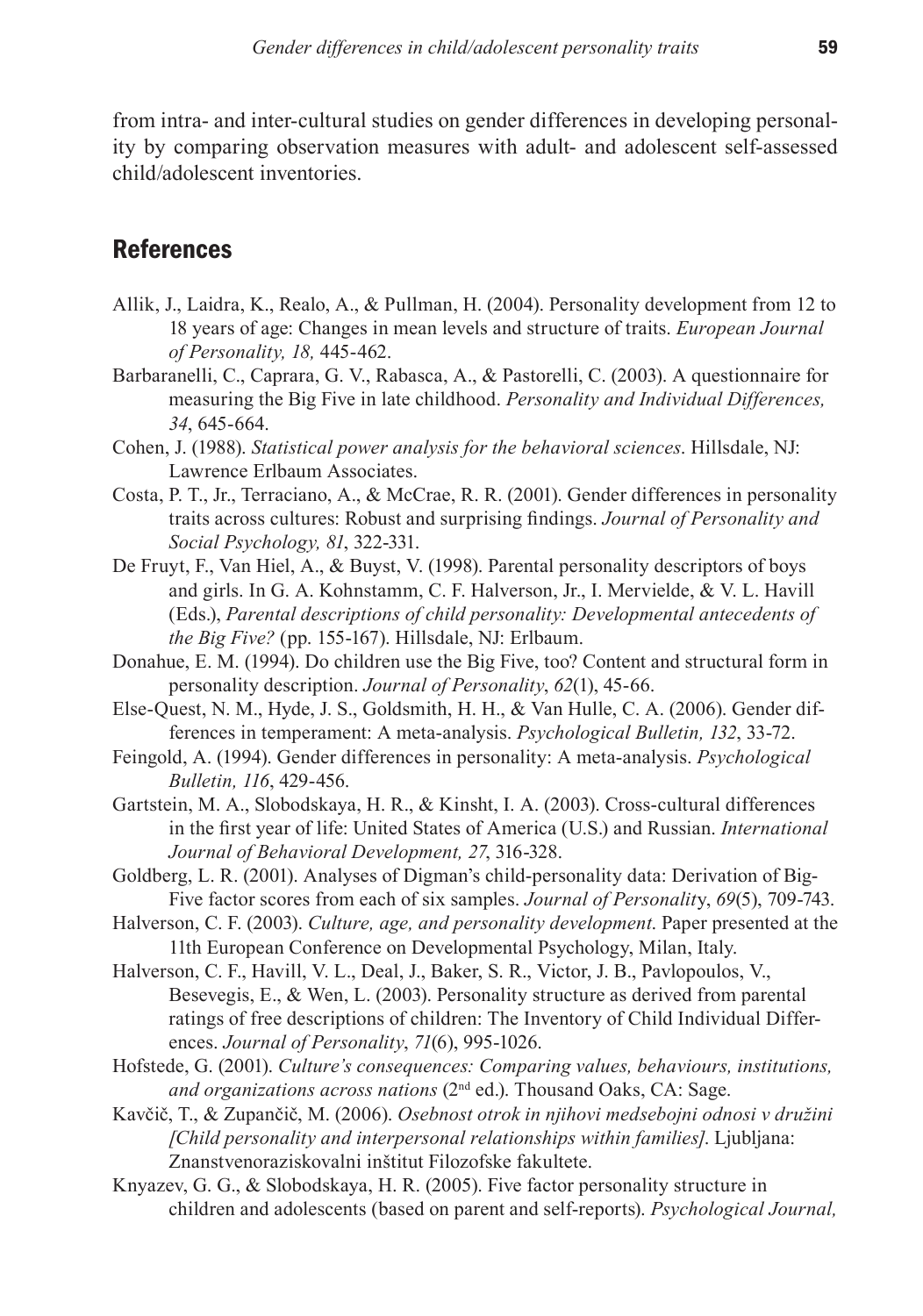from intra- and inter-cultural studies on gender differences in developing personality by comparing observation measures with adult- and adolescent self-assessed child/adolescent inventories.

## References

Allik, J., Laidra, K., Realo, A., & Pullman, H. (2004). Personality development from 12 to 18 years of age: Changes in mean levels and structure of traits. *European Journal of Personality, 18,* 445-462.

Barbaranelli, C., Caprara, G. V., Rabasca, A., & Pastorelli, C. (2003). A questionnaire for measuring the Big Five in late childhood. *Personality and Individual Differences, 34*, 645-664.

Cohen, J. (1988). *Statistical power analysis for the behavioral sciences*. Hillsdale, NJ: Lawrence Erlbaum Associates.

Costa, P. T., Jr., Terraciano, A., & McCrae, R. R. (2001). Gender differences in personality traits across cultures: Robust and surprising findings. *Journal of Personality and Social Psychology, 81*, 322-331.

De Fruyt, F., Van Hiel, A., & Buyst, V. (1998). Parental personality descriptors of boys and girls. In G. A. Kohnstamm, C. F. Halverson, Jr., I. Mervielde, & V. L. Havill (Eds.), *Parental descriptions of child personality: Developmental antecedents of the Big Five?* (pp. 155-167). Hillsdale, NJ: Erlbaum.

Donahue, E. M. (1994). Do children use the Big Five, too? Content and structural form in personality description. *Journal of Personality*, *62*(1), 45-66.

Else-Quest, N. M., Hyde, J. S., Goldsmith, H. H., & Van Hulle, C. A. (2006). Gender differences in temperament: A meta-analysis. *Psychological Bulletin, 132*, 33-72.

Feingold, A. (1994). Gender differences in personality: A meta-analysis. *Psychological Bulletin, 116*, 429-456.

Gartstein, M. A., Slobodskaya, H. R., & Kinsht, I. A. (2003). Cross-cultural differences in the first year of life: United States of America (U.S.) and Russian. *International Journal of Behavioral Development, 27*, 316-328.

Goldberg, L. R. (2001). Analyses of Digman's child-personality data: Derivation of Big-Five factor scores from each of six samples. *Journal of Personality*, *69*(5), 709-743.

Halverson, C. F. (2003). *Culture, age, and personality development*. Paper presented at the 11th European Conference on Developmental Psychology, Milan, Italy.

Halverson, C. F., Havill, V. L., Deal, J., Baker, S. R., Victor, J. B., Pavlopoulos, V., Besevegis, E., & Wen, L. (2003). Personality structure as derived from parental ratings of free descriptions of children: The Inventory of Child Individual Differences. *Journal of Personality*, *71*(6), 995-1026.

Hofstede, G. (2001). *Culture's consequences: Comparing values, behaviours, institutions, and organizations across nations* (2nd ed.). Thousand Oaks, CA: Sage.

Kavčič, T., & Zupančič, M. (2006). *Osebnost otrok in njihovi medsebojni odnosi v družini [Child personality and interpersonal relationships within families]*. Ljubljana: Znanstvenoraziskovalni inštitut Filozofske fakultete.

Knyazev, G. G., & Slobodskaya, H. R. (2005). Five factor personality structure in children and adolescents (based on parent and self-reports). *Psychological Journal,*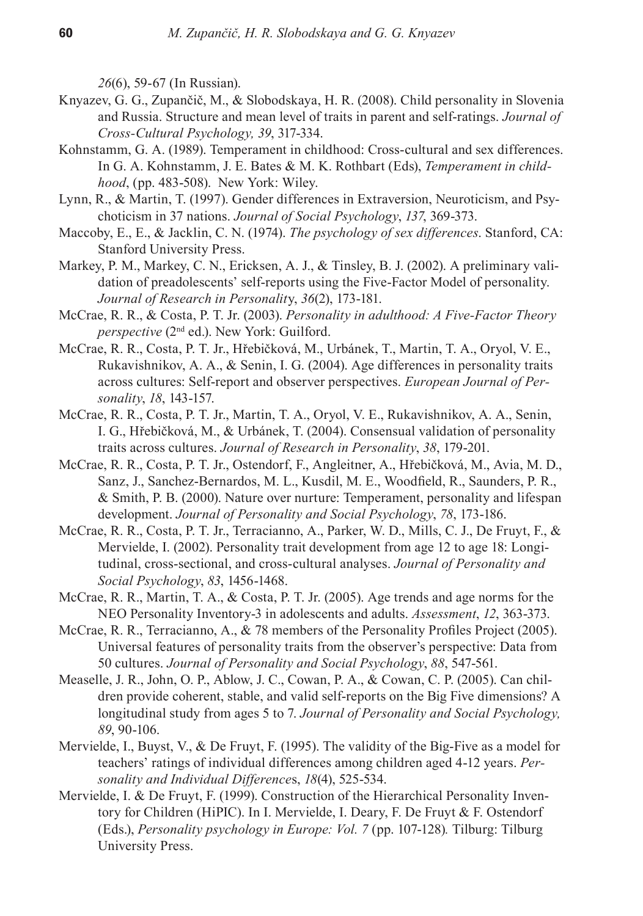*26*(6), 59-67 (In Russian).

Knyazev, G. G., Zupančič, M., & Slobodskaya, H. R. (2008). Child personality in Slovenia and Russia. Structure and mean level of traits in parent and self-ratings. *Journal of Cross-Cultural Psychology, 39*, 317-334.

Kohnstamm, G. A. (1989). Temperament in childhood: Cross-cultural and sex differences. In G. A. Kohnstamm, J. E. Bates & M. K. Rothbart (Eds), *Temperament in childhood*, (pp. 483-508). New York: Wiley.

Lynn, R., & Martin, T. (1997). Gender differences in Extraversion, Neuroticism, and Psychoticism in 37 nations. *Journal of Social Psychology*, *137*, 369-373.

Maccoby, E., E., & Jacklin, C. N. (1974). *The psychology of sex differences*. Stanford, CA: Stanford University Press.

Markey, P. M., Markey, C. N., Ericksen, A. J., & Tinsley, B. J. (2002). A preliminary validation of preadolescents' self-reports using the Five-Factor Model of personality. *Journal of Research in Personality*, *36*(2), 173-181.

McCrae, R. R., & Costa, P. T. Jr. (2003). *Personality in adulthood: A Five-Factor Theory perspective* (2nd ed.). New York: Guilford.

McCrae, R. R., Costa, P. T. Jr., Hřebičková, M., Urbánek, T., Martin, T. A., Oryol, V. E., Rukavishnikov, A. A., & Senin, I. G. (2004). Age differences in personality traits across cultures: Self-report and observer perspectives. *European Journal of Personality*, *18*, 143-157.

McCrae, R. R., Costa, P. T. Jr., Martin, T. A., Oryol, V. E., Rukavishnikov, A. A., Senin, I. G., Hřebičková, M., & Urbánek, T. (2004). Consensual validation of personality traits across cultures. *Journal of Research in Personality*, *38*, 179-201.

McCrae, R. R., Costa, P. T. Jr., Ostendorf, F., Angleitner, A., Hřebičková, M., Avia, M. D., Sanz, J., Sanchez-Bernardos, M. L., Kusdil, M. E., Woodfield, R., Saunders, P. R., & Smith, P. B. (2000). Nature over nurture: Temperament, personality and lifespan development. *Journal of Personality and Social Psychology*, *78*, 173-186.

McCrae, R. R., Costa, P. T. Jr., Terracianno, A., Parker, W. D., Mills, C. J., De Fruyt, F., & Mervielde, I. (2002). Personality trait development from age 12 to age 18: Longitudinal, cross-sectional, and cross-cultural analyses. *Journal of Personality and Social Psychology*, *83*, 1456-1468.

McCrae, R. R., Martin, T. A., & Costa, P. T. Jr. (2005). Age trends and age norms for the NEO Personality Inventory-3 in adolescents and adults. *Assessment*, *12*, 363-373.

McCrae, R. R., Terracianno, A., & 78 members of the Personality Profiles Project (2005). Universal features of personality traits from the observer's perspective: Data from 50 cultures. *Journal of Personality and Social Psychology*, *88*, 547-561.

Measelle, J. R., John, O. P., Ablow, J. C., Cowan, P. A., & Cowan, C. P. (2005). Can children provide coherent, stable, and valid self-reports on the Big Five dimensions? A longitudinal study from ages 5 to 7. *Journal of Personality and Social Psychology, 89*, 90-106.

Mervielde, I., Buyst, V., & De Fruyt, F. (1995). The validity of the Big-Five as a model for teachers' ratings of individual differences among children aged 4-12 years. *Personality and Individual Differences*, *18*(4), 525-534.

Mervielde, I. & De Fruyt, F. (1999). Construction of the Hierarchical Personality Inventory for Children (HiPIC). In I. Mervielde, I. Deary, F. De Fruyt & F. Ostendorf (Eds.), *Personality psychology in Europe: Vol. 7* (pp. 107-128)*.* Tilburg: Tilburg University Press.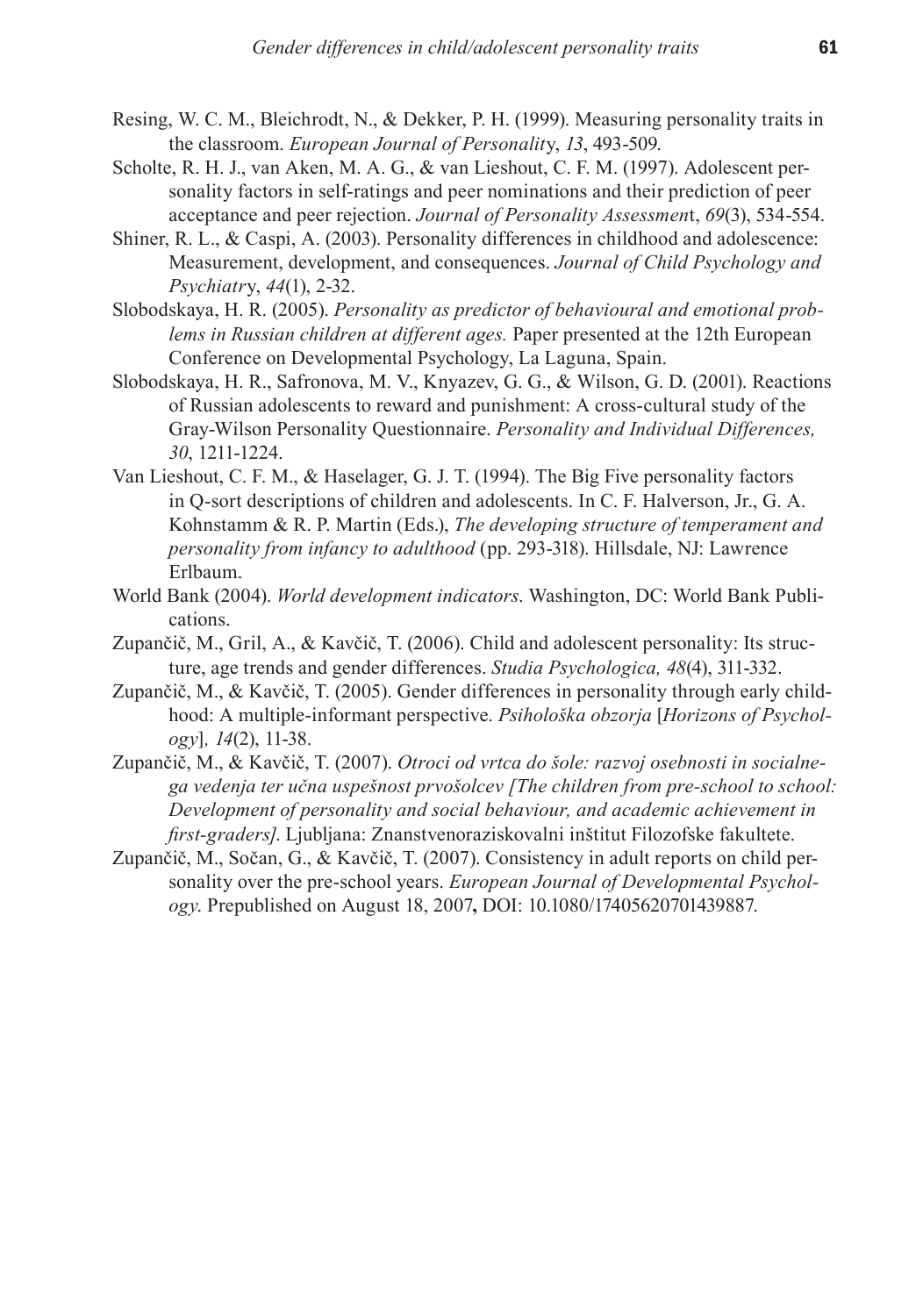Resing, W. C. M., Bleichrodt, N., & Dekker, P. H. (1999). Measuring personality traits in the classroom. *European Journal of Personality*, *13*, 493-509.

Scholte, R. H. J., van Aken, M. A. G., & van Lieshout, C. F. M. (1997). Adolescent personality factors in self-ratings and peer nominations and their prediction of peer acceptance and peer rejection. *Journal of Personality Assessment*, *69*(3), 534-554.

Shiner, R. L., & Caspi, A. (2003). Personality differences in childhood and adolescence: Measurement, development, and consequences. *Journal of Child Psychology and Psychiatry*, *44*(1), 2-32.

Slobodskaya, H. R. (2005). *Personality as predictor of behavioural and emotional problems in Russian children at different ages.* Paper presented at the 12th European Conference on Developmental Psychology, La Laguna, Spain.

Slobodskaya, H. R., Safronova, M. V., Knyazev, G. G., & Wilson, G. D. (2001). Reactions of Russian adolescents to reward and punishment: A cross-cultural study of the Gray-Wilson Personality Questionnaire. *Personality and Individual Differences, 30*, 1211-1224.

Van Lieshout, C. F. M., & Haselager, G. J. T. (1994). The Big Five personality factors in Q-sort descriptions of children and adolescents. In C. F. Halverson, Jr., G. A. Kohnstamm & R. P. Martin (Eds.), *The developing structure of temperament and personality from infancy to adulthood* (pp. 293-318). Hillsdale, NJ: Lawrence Erlbaum.

World Bank (2004). *World development indicators*. Washington, DC: World Bank Publications.

Zupančič, M., Gril, A., & Kavčič, T. (2006). Child and adolescent personality: Its structure, age trends and gender differences. *Studia Psychologica, 48*(4), 311-332.

Zupančič, M., & Kavčič, T. (2005). Gender differences in personality through early childhood: A multiple-informant perspective. *Psihološka obzorja* [*Horizons of Psychology*]*, 14*(2), 11-38.

Zupančič, M., & Kavčič, T. (2007). *Otroci od vrtca do šole: razvoj osebnosti in socialnega vedenja ter učna uspešnost prvošolcev [The children from pre-school to school: Development of personality and social behaviour, and academic achievement in first-graders].* Ljubljana: Znanstvenoraziskovalni inštitut Filozofske fakultete.

Zupančič, M., Sočan, G., & Kavčič, T. (2007). Consistency in adult reports on child personality over the pre-school years. *European Journal of Developmental Psychology*. Prepublished on August 18, 2007**,** DOI: 10.1080/17405620701439887.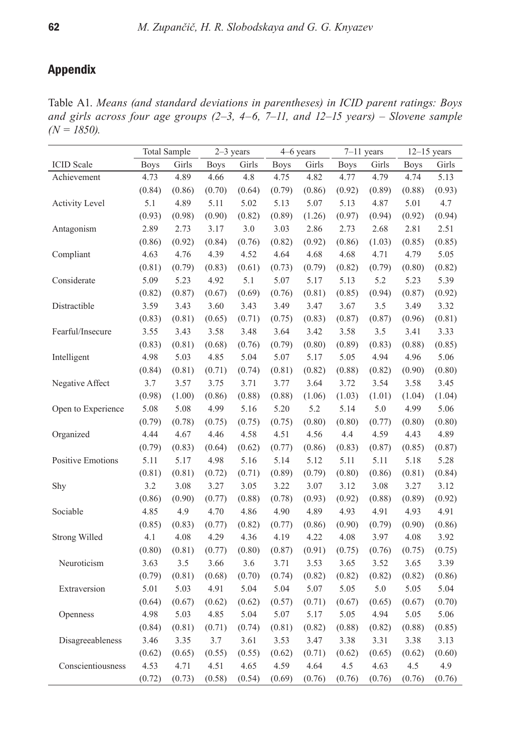## Appendix

Table A1. *Means (and standard deviations in parentheses) in ICID parent ratings: Boys and girls across four age groups (2–3, 4–6, 7–11, and 12–15 years) – Slovene sample (N = 1850).*

| | Total Sample | | 2–3 years | | 4–6 years | | 7–11 years | | 12–15 years | |
|---|---|---|---|---|---|---|---|---|---|---|
| ICID Scale | Boys | Girls | Boys | Girls | Boys | Girls | Boys | Girls | Boys | Girls |
| Achievement | 4.73 | 4.89 | 4.66 | 4.8 | 4.75 | 4.82 | 4.77 | 4.79 | 4.74 | 5.13 |
| | (0.84) | (0.86) | (0.70) | (0.64) | (0.79) | (0.86) | (0.92) | (0.89) | (0.88) | (0.93) |
| Activity Level | 5.1 | 4.89 | 5.11 | 5.02 | 5.13 | 5.07 | 5.13 | 4.87 | 5.01 | 4.7 |
| | (0.93) | (0.98) | (0.90) | (0.82) | (0.89) | (1.26) | (0.97) | (0.94) | (0.92) | (0.94) |
| Antagonism | 2.89 | 2.73 | 3.17 | 3.0 | 3.03 | 2.86 | 2.73 | 2.68 | 2.81 | 2.51 |
| | (0.86) | (0.92) | (0.84) | (0.76) | (0.82) | (0.92) | (0.86) | (1.03) | (0.85) | (0.85) |
| Compliant | 4.63 | 4.76 | 4.39 | 4.52 | 4.64 | 4.68 | 4.68 | 4.71 | 4.79 | 5.05 |
| | (0.81) | (0.79) | (0.83) | (0.61) | (0.73) | (0.79) | (0.82) | (0.79) | (0.80) | (0.82) |
| Considerate | 5.09 | 5.23 | 4.92 | 5.1 | 5.07 | 5.17 | 5.13 | 5.2 | 5.23 | 5.39 |
| | (0.82) | (0.87) | (0.67) | (0.69) | (0.76) | (0.81) | (0.85) | (0.94) | (0.87) | (0.92) |
| Distractible | 3.59 | 3.43 | 3.60 | 3.43 | 3.49 | 3.47 | 3.67 | 3.5 | 3.49 | 3.32 |
| | (0.83) | (0.81) | (0.65) | (0.71) | (0.75) | (0.83) | (0.87) | (0.87) | (0.96) | (0.81) |
| Fearful/Insecure | 3.55 | 3.43 | 3.58 | 3.48 | 3.64 | 3.42 | 3.58 | 3.5 | 3.41 | 3.33 |
| | (0.83) | (0.81) | (0.68) | (0.76) | (0.79) | (0.80) | (0.89) | (0.83) | (0.88) | (0.85) |
| Intelligent | 4.98 | 5.03 | 4.85 | 5.04 | 5.07 | 5.17 | 5.05 | 4.94 | 4.96 | 5.06 |
| | (0.84) | (0.81) | (0.71) | (0.74) | (0.81) | (0.82) | (0.88) | (0.82) | (0.90) | (0.80) |
| Negative Affect | 3.7 | 3.57 | 3.75 | 3.71 | 3.77 | 3.64 | 3.72 | 3.54 | 3.58 | 3.45 |
| | (0.98) | (1.00) | (0.86) | (0.88) | (0.88) | (1.06) | (1.03) | (1.01) | (1.04) | (1.04) |
| Open to Experience | 5.08 | 5.08 | 4.99 | 5.16 | 5.20 | 5.2 | 5.14 | 5.0 | 4.99 | 5.06 |
| | (0.79) | (0.78) | (0.75) | (0.75) | (0.75) | (0.80) | (0.80) | (0.77) | (0.80) | (0.80) |
| Organized | 4.44 | 4.67 | 4.46 | 4.58 | 4.51 | 4.56 | 4.4 | 4.59 | 4.43 | 4.89 |
| | (0.79) | (0.83) | (0.64) | (0.62) | (0.77) | (0.86) | (0.83) | (0.87) | (0.85) | (0.87) |
| Positive Emotions | 5.11 | 5.17 | 4.98 | 5.16 | 5.14 | 5.12 | 5.11 | 5.11 | 5.18 | 5.28 |
| | (0.81) | (0.81) | (0.72) | (0.71) | (0.89) | (0.79) | (0.80) | (0.86) | (0.81) | (0.84) |
| Shy | 3.2 | 3.08 | 3.27 | 3.05 | 3.22 | 3.07 | 3.12 | 3.08 | 3.27 | 3.12 |
| | (0.86) | (0.90) | (0.77) | (0.88) | (0.78) | (0.93) | (0.92) | (0.88) | (0.89) | (0.92) |
| Sociable | 4.85 | 4.9 | 4.70 | 4.86 | 4.90 | 4.89 | 4.93 | 4.91 | 4.93 | 4.91 |
| | (0.85) | (0.83) | (0.77) | (0.82) | (0.77) | (0.86) | (0.90) | (0.79) | (0.90) | (0.86) |
| Strong Willed | 4.1 | 4.08 | 4.29 | 4.36 | 4.19 | 4.22 | 4.08 | 3.97 | 4.08 | 3.92 |
| | (0.80) | (0.81) | (0.77) | (0.80) | (0.87) | (0.91) | (0.75) | (0.76) | (0.75) | (0.75) |
| Neuroticism | 3.63 | 3.5 | 3.66 | 3.6 | 3.71 | 3.53 | 3.65 | 3.52 | 3.65 | 3.39 |
| | (0.79) | (0.81) | (0.68) | (0.70) | (0.74) | (0.82) | (0.82) | (0.82) | (0.82) | (0.86) |
| Extraversion | 5.01 | 5.03 | 4.91 | 5.04 | 5.04 | 5.07 | 5.05 | 5.0 | 5.05 | 5.04 |
| | (0.64) | (0.67) | (0.62) | (0.62) | (0.57) | (0.71) | (0.67) | (0.65) | (0.67) | (0.70) |
| Openness | 4.98 | 5.03 | 4.85 | 5.04 | 5.07 | 5.17 | 5.05 | 4.94 | 5.05 | 5.06 |
| | (0.84) | (0.81) | (0.71) | (0.74) | (0.81) | (0.82) | (0.88) | (0.82) | (0.88) | (0.85) |
| Disagreeableness | 3.46 | 3.35 | 3.7 | 3.61 | 3.53 | 3.47 | 3.38 | 3.31 | 3.38 | 3.13 |
| | (0.62) | (0.65) | (0.55) | (0.55) | (0.62) | (0.71) | (0.62) | (0.65) | (0.62) | (0.60) |
| Conscientiousness | 4.53 | 4.71 | 4.51 | 4.65 | 4.59 | 4.64 | 4.5 | 4.63 | 4.5 | 4.9 |
| | (0.72) | (0.73) | (0.58) | (0.54) | (0.69) | (0.76) | (0.76) | (0.76) | (0.76) | (0.76) |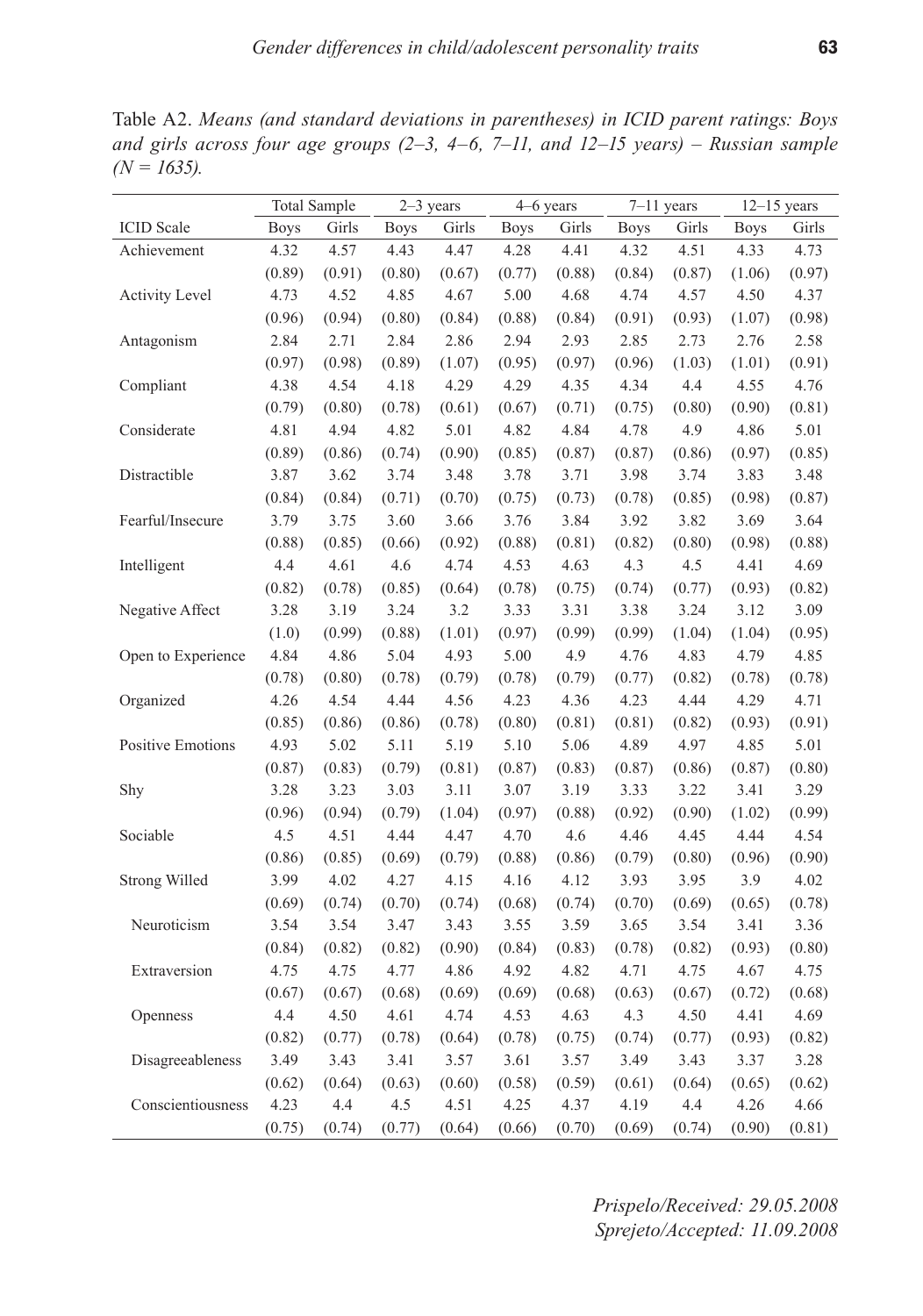Table A2. *Means (and standard deviations in parentheses) in ICID parent ratings: Boys and girls across four age groups (2–3, 4–6, 7–11, and 12–15 years) – Russian sample (N = 1635).*

| | Total Sample | | 2–3 years | | 4–6 years | | 7–11 years | | 12–15 years | |
|---|---|---|---|---|---|---|---|---|---|---|
| ICID Scale | Boys | Girls | Boys | Girls | Boys | Girls | Boys | Girls | Boys | Girls |
| Achievement | 4.32 | 4.57 | 4.43 | 4.47 | 4.28 | 4.41 | 4.32 | 4.51 | 4.33 | 4.73 |
| | (0.89) | (0.91) | (0.80) | (0.67) | (0.77) | (0.88) | (0.84) | (0.87) | (1.06) | (0.97) |
| Activity Level | 4.73 | 4.52 | 4.85 | 4.67 | 5.00 | 4.68 | 4.74 | 4.57 | 4.50 | 4.37 |
| | (0.96) | (0.94) | (0.80) | (0.84) | (0.88) | (0.84) | (0.91) | (0.93) | (1.07) | (0.98) |
| Antagonism | 2.84 | 2.71 | 2.84 | 2.86 | 2.94 | 2.93 | 2.85 | 2.73 | 2.76 | 2.58 |
| | (0.97) | (0.98) | (0.89) | (1.07) | (0.95) | (0.97) | (0.96) | (1.03) | (1.01) | (0.91) |
| Compliant | 4.38 | 4.54 | 4.18 | 4.29 | 4.29 | 4.35 | 4.34 | 4.4 | 4.55 | 4.76 |
| | (0.79) | (0.80) | (0.78) | (0.61) | (0.67) | (0.71) | (0.75) | (0.80) | (0.90) | (0.81) |
| Considerate | 4.81 | 4.94 | 4.82 | 5.01 | 4.82 | 4.84 | 4.78 | 4.9 | 4.86 | 5.01 |
| | (0.89) | (0.86) | (0.74) | (0.90) | (0.85) | (0.87) | (0.87) | (0.86) | (0.97) | (0.85) |
| Distractible | 3.87 | 3.62 | 3.74 | 3.48 | 3.78 | 3.71 | 3.98 | 3.74 | 3.83 | 3.48 |
| | (0.84) | (0.84) | (0.71) | (0.70) | (0.75) | (0.73) | (0.78) | (0.85) | (0.98) | (0.87) |
| Fearful/Insecure | 3.79 | 3.75 | 3.60 | 3.66 | 3.76 | 3.84 | 3.92 | 3.82 | 3.69 | 3.64 |
| | (0.88) | (0.85) | (0.66) | (0.92) | (0.88) | (0.81) | (0.82) | (0.80) | (0.98) | (0.88) |
| Intelligent | 4.4 | 4.61 | 4.6 | 4.74 | 4.53 | 4.63 | 4.3 | 4.5 | 4.41 | 4.69 |
| | (0.82) | (0.78) | (0.85) | (0.64) | (0.78) | (0.75) | (0.74) | (0.77) | (0.93) | (0.82) |
| Negative Affect | 3.28 | 3.19 | 3.24 | 3.2 | 3.33 | 3.31 | 3.38 | 3.24 | 3.12 | 3.09 |
| | (1.0) | (0.99) | (0.88) | (1.01) | (0.97) | (0.99) | (0.99) | (1.04) | (1.04) | (0.95) |
| Open to Experience | 4.84 | 4.86 | 5.04 | 4.93 | 5.00 | 4.9 | 4.76 | 4.83 | 4.79 | 4.85 |
| | (0.78) | (0.80) | (0.78) | (0.79) | (0.78) | (0.79) | (0.77) | (0.82) | (0.78) | (0.78) |
| Organized | 4.26 | 4.54 | 4.44 | 4.56 | 4.23 | 4.36 | 4.23 | 4.44 | 4.29 | 4.71 |
| | (0.85) | (0.86) | (0.86) | (0.78) | (0.80) | (0.81) | (0.81) | (0.82) | (0.93) | (0.91) |
| Positive Emotions | 4.93 | 5.02 | 5.11 | 5.19 | 5.10 | 5.06 | 4.89 | 4.97 | 4.85 | 5.01 |
| | (0.87) | (0.83) | (0.79) | (0.81) | (0.87) | (0.83) | (0.87) | (0.86) | (0.87) | (0.80) |
| Shy | 3.28 | 3.23 | 3.03 | 3.11 | 3.07 | 3.19 | 3.33 | 3.22 | 3.41 | 3.29 |
| | (0.96) | (0.94) | (0.79) | (1.04) | (0.97) | (0.88) | (0.92) | (0.90) | (1.02) | (0.99) |
| Sociable | 4.5 | 4.51 | 4.44 | 4.47 | 4.70 | 4.6 | 4.46 | 4.45 | 4.44 | 4.54 |
| | (0.86) | (0.85) | (0.69) | (0.79) | (0.88) | (0.86) | (0.79) | (0.80) | (0.96) | (0.90) |
| Strong Willed | 3.99 | 4.02 | 4.27 | 4.15 | 4.16 | 4.12 | 3.93 | 3.95 | 3.9 | 4.02 |
| | (0.69) | (0.74) | (0.70) | (0.74) | (0.68) | (0.74) | (0.70) | (0.69) | (0.65) | (0.78) |
| Neuroticism | 3.54 | 3.54 | 3.47 | 3.43 | 3.55 | 3.59 | 3.65 | 3.54 | 3.41 | 3.36 |
| | (0.84) | (0.82) | (0.82) | (0.90) | (0.84) | (0.83) | (0.78) | (0.82) | (0.93) | (0.80) |
| Extraversion | 4.75 | 4.75 | 4.77 | 4.86 | 4.92 | 4.82 | 4.71 | 4.75 | 4.67 | 4.75 |
| | (0.67) | (0.67) | (0.68) | (0.69) | (0.69) | (0.68) | (0.63) | (0.67) | (0.72) | (0.68) |
| Openness | 4.4 | 4.50 | 4.61 | 4.74 | 4.53 | 4.63 | 4.3 | 4.50 | 4.41 | 4.69 |
| | (0.82) | (0.77) | (0.78) | (0.64) | (0.78) | (0.75) | (0.74) | (0.77) | (0.93) | (0.82) |
| Disagreeableness | 3.49 | 3.43 | 3.41 | 3.57 | 3.61 | 3.57 | 3.49 | 3.43 | 3.37 | 3.28 |
| | (0.62) | (0.64) | (0.63) | (0.60) | (0.58) | (0.59) | (0.61) | (0.64) | (0.65) | (0.62) |
| Conscientiousness | 4.23 | 4.4 | 4.5 | 4.51 | 4.25 | 4.37 | 4.19 | 4.4 | 4.26 | 4.66 |
| | (0.75) | (0.74) | (0.77) | (0.64) | (0.66) | (0.70) | (0.69) | (0.74) | (0.90) | (0.81) |

*Prispelo/Received: 29.05.2008*
*Sprejeto/Accepted: 11.09.2008*